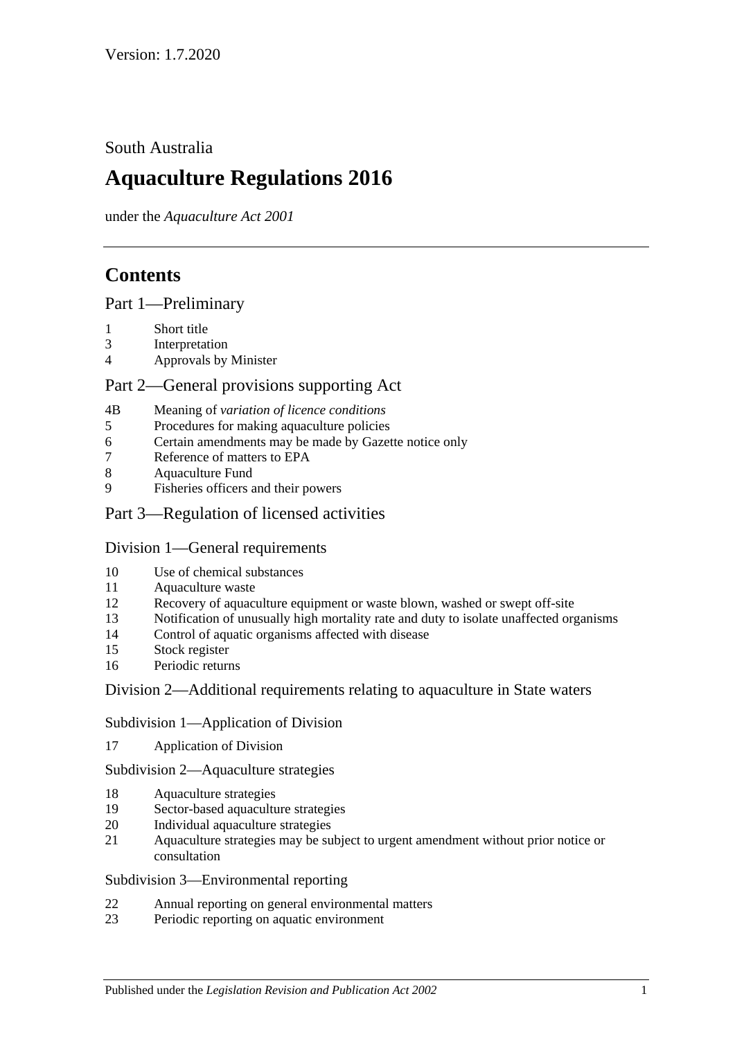Version: 1.7.2020

South Australia

# Aquaculture Regulations 2016

under the *Aquaculture Act 2001*

---

## Contents

### Part 1—Preliminary

1 Short title
3 Interpretation
4 Approvals by Minister

### Part 2—General provisions supporting Act

4B Meaning of *variation of licence conditions*
5 Procedures for making aquaculture policies
6 Certain amendments may be made by Gazette notice only
7 Reference of matters to EPA
8 Aquaculture Fund
9 Fisheries officers and their powers

### Part 3—Regulation of licensed activities

#### Division 1—General requirements

10 Use of chemical substances
11 Aquaculture waste
12 Recovery of aquaculture equipment or waste blown, washed or swept off-site
13 Notification of unusually high mortality rate and duty to isolate unaffected organisms
14 Control of aquatic organisms affected with disease
15 Stock register
16 Periodic returns

#### Division 2—Additional requirements relating to aquaculture in State waters

##### Subdivision 1—Application of Division

17 Application of Division

##### Subdivision 2—Aquaculture strategies

18 Aquaculture strategies
19 Sector-based aquaculture strategies
20 Individual aquaculture strategies
21 Aquaculture strategies may be subject to urgent amendment without prior notice or consultation

##### Subdivision 3—Environmental reporting

22 Annual reporting on general environmental matters
23 Periodic reporting on aquatic environment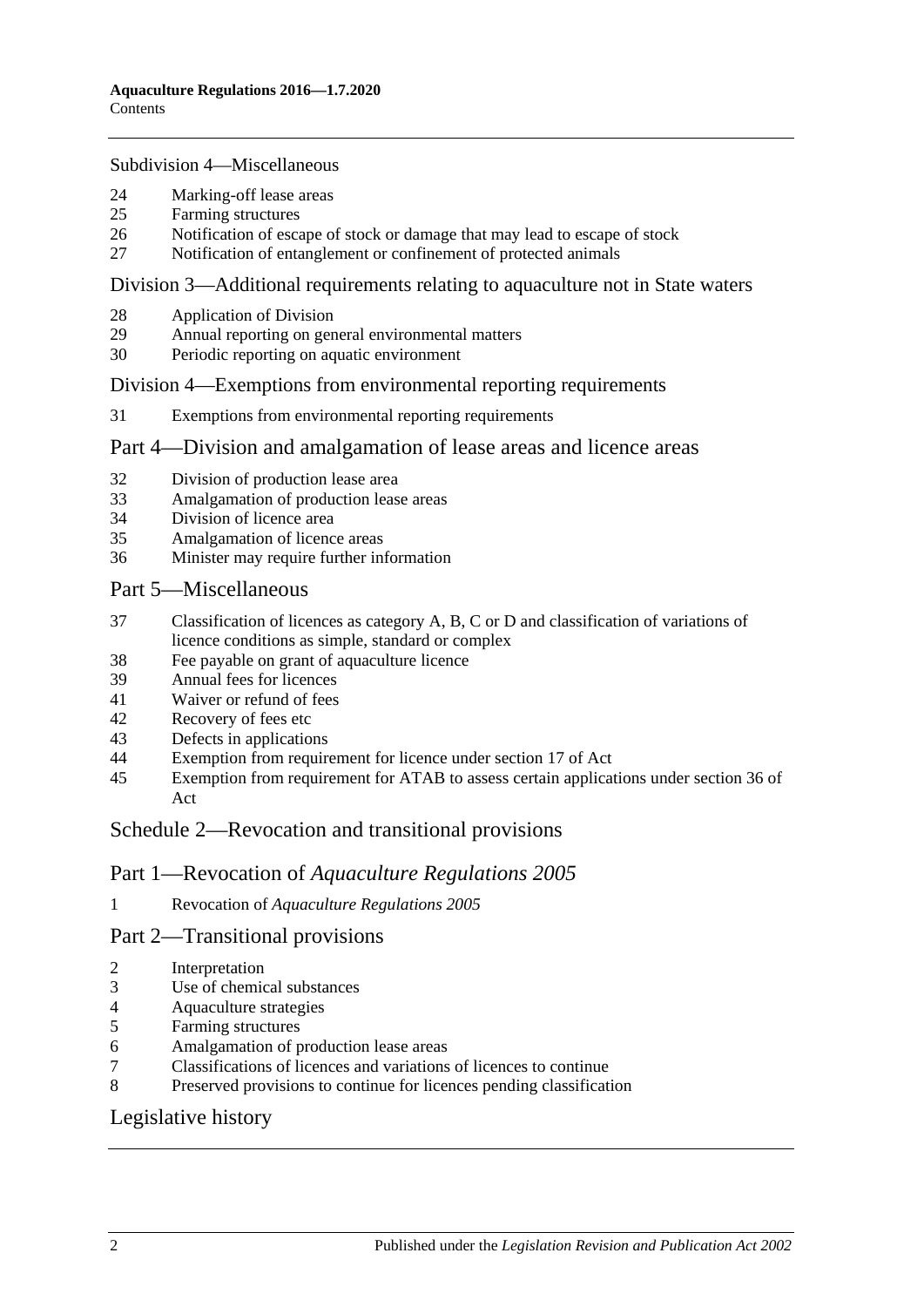Subdivision 4—Miscellaneous

24 Marking-off lease areas
25 Farming structures
26 Notification of escape of stock or damage that may lead to escape of stock
27 Notification of entanglement or confinement of protected animals

## Division 3—Additional requirements relating to aquaculture not in State waters

28 Application of Division
29 Annual reporting on general environmental matters
30 Periodic reporting on aquatic environment

## Division 4—Exemptions from environmental reporting requirements

31 Exemptions from environmental reporting requirements

## Part 4—Division and amalgamation of lease areas and licence areas

32 Division of production lease area
33 Amalgamation of production lease areas
34 Division of licence area
35 Amalgamation of licence areas
36 Minister may require further information

## Part 5—Miscellaneous

37 Classification of licences as category A, B, C or D and classification of variations of licence conditions as simple, standard or complex
38 Fee payable on grant of aquaculture licence
39 Annual fees for licences
41 Waiver or refund of fees
42 Recovery of fees etc
43 Defects in applications
44 Exemption from requirement for licence under section 17 of Act
45 Exemption from requirement for ATAB to assess certain applications under section 36 of Act

## Schedule 2—Revocation and transitional provisions

## Part 1—Revocation of *Aquaculture Regulations 2005*

1 Revocation of *Aquaculture Regulations 2005*

## Part 2—Transitional provisions

2 Interpretation
3 Use of chemical substances
4 Aquaculture strategies
5 Farming structures
6 Amalgamation of production lease areas
7 Classifications of licences and variations of licences to continue
8 Preserved provisions to continue for licences pending classification

## Legislative history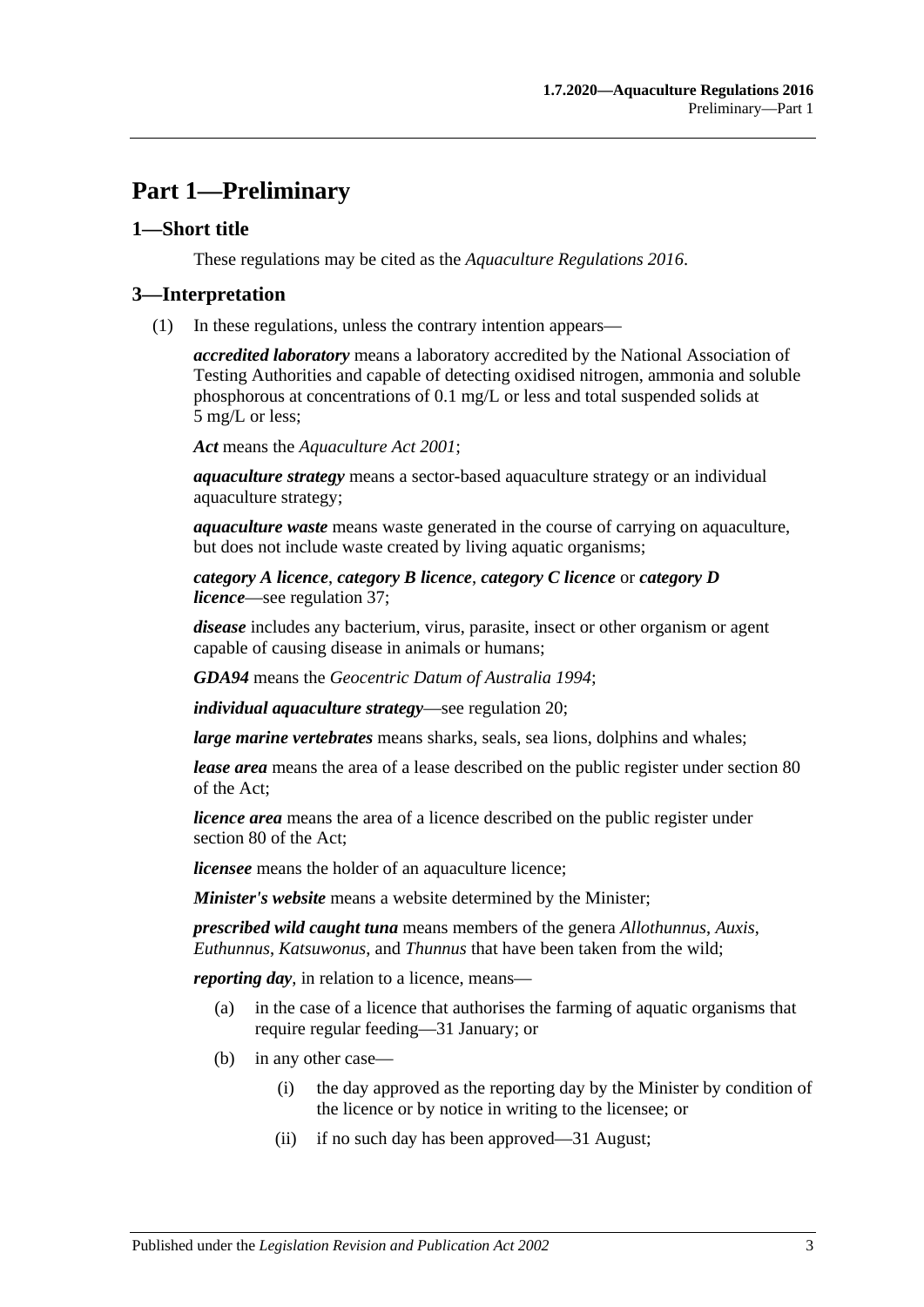# Part 1—Preliminary

## 1—Short title

These regulations may be cited as the *Aquaculture Regulations 2016*.

## 3—Interpretation

(1) In these regulations, unless the contrary intention appears—

***accredited laboratory*** means a laboratory accredited by the National Association of Testing Authorities and capable of detecting oxidised nitrogen, ammonia and soluble phosphorous at concentrations of 0.1 mg/L or less and total suspended solids at 5 mg/L or less;

***Act*** means the *Aquaculture Act 2001*;

***aquaculture strategy*** means a sector-based aquaculture strategy or an individual aquaculture strategy;

***aquaculture waste*** means waste generated in the course of carrying on aquaculture, but does not include waste created by living aquatic organisms;

***category A licence***, ***category B licence***, ***category C licence*** or ***category D licence***—see regulation 37;

***disease*** includes any bacterium, virus, parasite, insect or other organism or agent capable of causing disease in animals or humans;

***GDA94*** means the *Geocentric Datum of Australia 1994*;

***individual aquaculture strategy***—see regulation 20;

***large marine vertebrates*** means sharks, seals, sea lions, dolphins and whales;

***lease area*** means the area of a lease described on the public register under section 80 of the Act;

***licence area*** means the area of a licence described on the public register under section 80 of the Act;

***licensee*** means the holder of an aquaculture licence;

***Minister's website*** means a website determined by the Minister;

***prescribed wild caught tuna*** means members of the genera *Allothunnus*, *Auxis*, *Euthunnus*, *Katsuwonus*, and *Thunnus* that have been taken from the wild;

***reporting day***, in relation to a licence, means—

(a) in the case of a licence that authorises the farming of aquatic organisms that require regular feeding—31 January; or

(b) in any other case—

(i) the day approved as the reporting day by the Minister by condition of the licence or by notice in writing to the licensee; or

(ii) if no such day has been approved—31 August;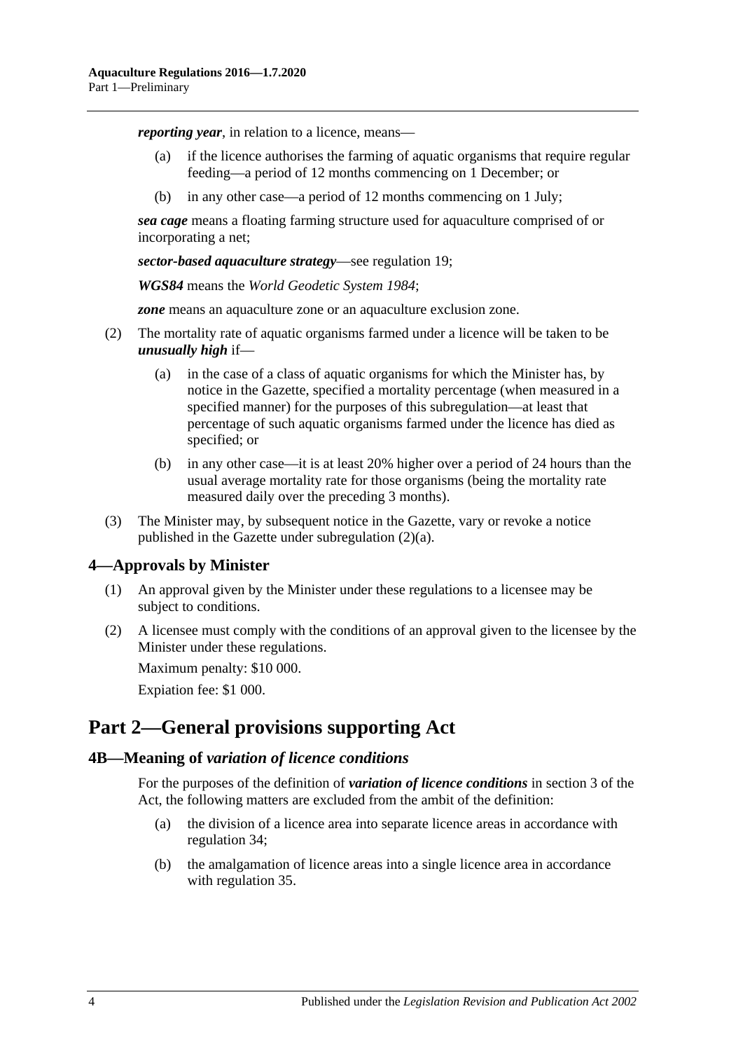***reporting year***, in relation to a licence, means—

- (a) if the licence authorises the farming of aquatic organisms that require regular feeding—a period of 12 months commencing on 1 December; or
- (b) in any other case—a period of 12 months commencing on 1 July;

***sea cage*** means a floating farming structure used for aquaculture comprised of or incorporating a net;

***sector-based aquaculture strategy***—see regulation 19;

***WGS84*** means the *World Geodetic System 1984*;

***zone*** means an aquaculture zone or an aquaculture exclusion zone.

(2) The mortality rate of aquatic organisms farmed under a licence will be taken to be ***unusually high*** if—

- (a) in the case of a class of aquatic organisms for which the Minister has, by notice in the Gazette, specified a mortality percentage (when measured in a specified manner) for the purposes of this subregulation—at least that percentage of such aquatic organisms farmed under the licence has died as specified; or
- (b) in any other case—it is at least 20% higher over a period of 24 hours than the usual average mortality rate for those organisms (being the mortality rate measured daily over the preceding 3 months).

(3) The Minister may, by subsequent notice in the Gazette, vary or revoke a notice published in the Gazette under subregulation (2)(a).

## 4—Approvals by Minister

(1) An approval given by the Minister under these regulations to a licensee may be subject to conditions.

(2) A licensee must comply with the conditions of an approval given to the licensee by the Minister under these regulations.

Maximum penalty: $10 000.

Expiation fee: $1 000.

# Part 2—General provisions supporting Act

## 4B—Meaning of *variation of licence conditions*

For the purposes of the definition of ***variation of licence conditions*** in section 3 of the Act, the following matters are excluded from the ambit of the definition:

- (a) the division of a licence area into separate licence areas in accordance with regulation 34;
- (b) the amalgamation of licence areas into a single licence area in accordance with regulation 35.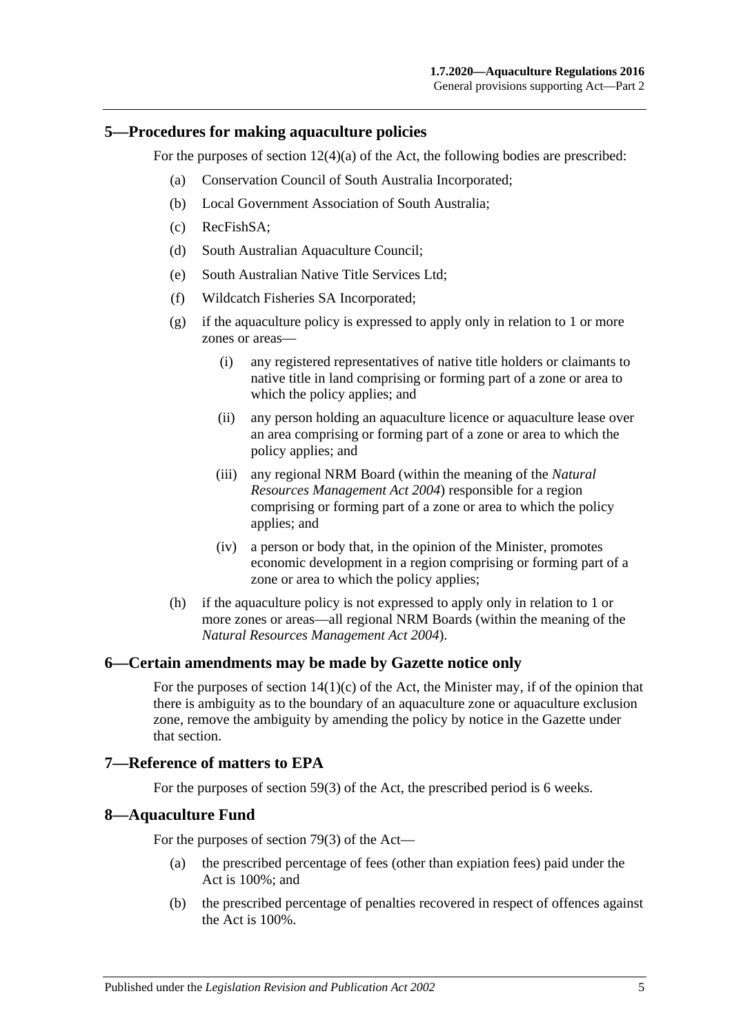## 5—Procedures for making aquaculture policies

For the purposes of section 12(4)(a) of the Act, the following bodies are prescribed:

(a) Conservation Council of South Australia Incorporated;

(b) Local Government Association of South Australia;

(c) RecFishSA;

(d) South Australian Aquaculture Council;

(e) South Australian Native Title Services Ltd;

(f) Wildcatch Fisheries SA Incorporated;

(g) if the aquaculture policy is expressed to apply only in relation to 1 or more zones or areas—

(i) any registered representatives of native title holders or claimants to native title in land comprising or forming part of a zone or area to which the policy applies; and

(ii) any person holding an aquaculture licence or aquaculture lease over an area comprising or forming part of a zone or area to which the policy applies; and

(iii) any regional NRM Board (within the meaning of the *Natural Resources Management Act 2004*) responsible for a region comprising or forming part of a zone or area to which the policy applies; and

(iv) a person or body that, in the opinion of the Minister, promotes economic development in a region comprising or forming part of a zone or area to which the policy applies;

(h) if the aquaculture policy is not expressed to apply only in relation to 1 or more zones or areas—all regional NRM Boards (within the meaning of the *Natural Resources Management Act 2004*).

## 6—Certain amendments may be made by Gazette notice only

For the purposes of section 14(1)(c) of the Act, the Minister may, if of the opinion that there is ambiguity as to the boundary of an aquaculture zone or aquaculture exclusion zone, remove the ambiguity by amending the policy by notice in the Gazette under that section.

## 7—Reference of matters to EPA

For the purposes of section 59(3) of the Act, the prescribed period is 6 weeks.

## 8—Aquaculture Fund

For the purposes of section 79(3) of the Act—

(a) the prescribed percentage of fees (other than expiation fees) paid under the Act is 100%; and

(b) the prescribed percentage of penalties recovered in respect of offences against the Act is 100%.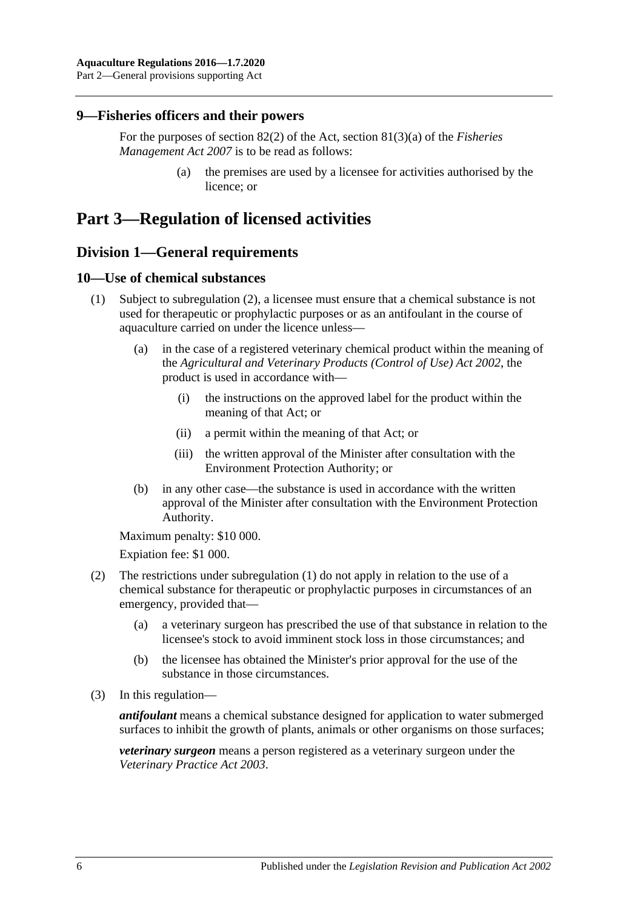## 9—Fisheries officers and their powers

For the purposes of section 82(2) of the Act, section 81(3)(a) of the *Fisheries Management Act 2007* is to be read as follows:

> (a) the premises are used by a licensee for activities authorised by the licence; or

# Part 3—Regulation of licensed activities

## Division 1—General requirements

### 10—Use of chemical substances

(1) Subject to subregulation (2), a licensee must ensure that a chemical substance is not used for therapeutic or prophylactic purposes or as an antifoulant in the course of aquaculture carried on under the licence unless—

- (a) in the case of a registered veterinary chemical product within the meaning of the *Agricultural and Veterinary Products (Control of Use) Act 2002*, the product is used in accordance with—
  - (i) the instructions on the approved label for the product within the meaning of that Act; or
  - (ii) a permit within the meaning of that Act; or
  - (iii) the written approval of the Minister after consultation with the Environment Protection Authority; or
- (b) in any other case—the substance is used in accordance with the written approval of the Minister after consultation with the Environment Protection Authority.

Maximum penalty: $10 000.

Expiation fee: $1 000.

(2) The restrictions under subregulation (1) do not apply in relation to the use of a chemical substance for therapeutic or prophylactic purposes in circumstances of an emergency, provided that—

- (a) a veterinary surgeon has prescribed the use of that substance in relation to the licensee's stock to avoid imminent stock loss in those circumstances; and
- (b) the licensee has obtained the Minister's prior approval for the use of the substance in those circumstances.

(3) In this regulation—

***antifoulant*** means a chemical substance designed for application to water submerged surfaces to inhibit the growth of plants, animals or other organisms on those surfaces;

***veterinary surgeon*** means a person registered as a veterinary surgeon under the *Veterinary Practice Act 2003*.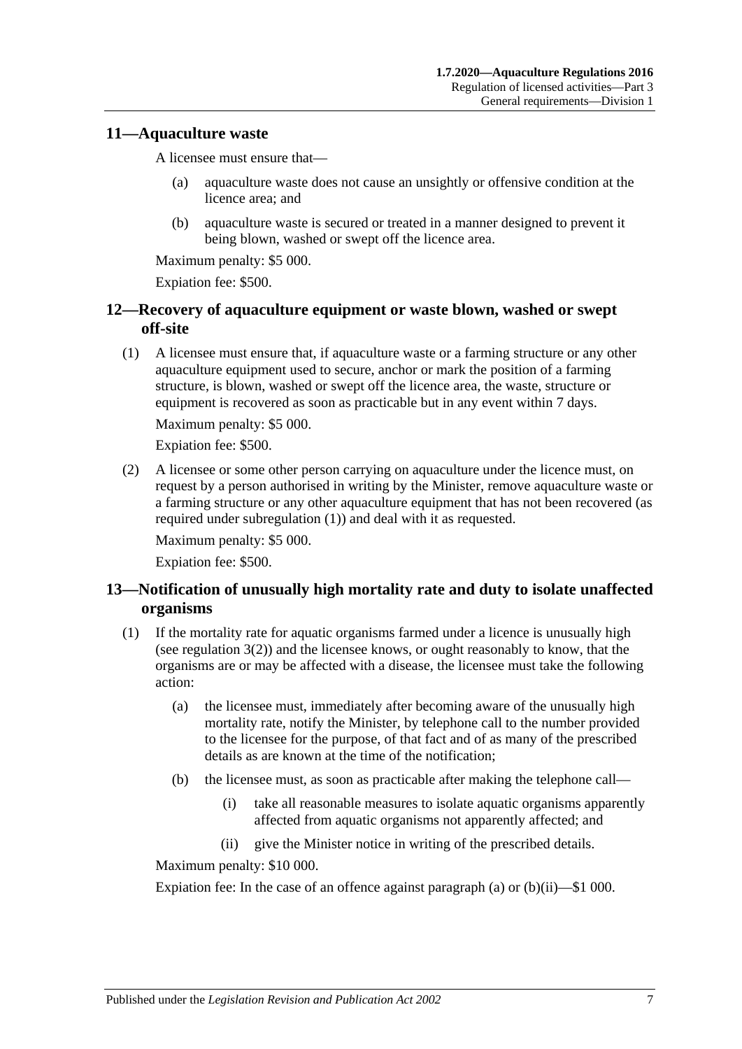## 11—Aquaculture waste

A licensee must ensure that—

- (a) aquaculture waste does not cause an unsightly or offensive condition at the licence area; and
- (b) aquaculture waste is secured or treated in a manner designed to prevent it being blown, washed or swept off the licence area.

Maximum penalty: $5 000.

Expiation fee: $500.

## 12—Recovery of aquaculture equipment or waste blown, washed or swept off-site

(1) A licensee must ensure that, if aquaculture waste or a farming structure or any other aquaculture equipment used to secure, anchor or mark the position of a farming structure, is blown, washed or swept off the licence area, the waste, structure or equipment is recovered as soon as practicable but in any event within 7 days.

Maximum penalty: $5 000.

Expiation fee: $500.

(2) A licensee or some other person carrying on aquaculture under the licence must, on request by a person authorised in writing by the Minister, remove aquaculture waste or a farming structure or any other aquaculture equipment that has not been recovered (as required under subregulation (1)) and deal with it as requested.

Maximum penalty: $5 000.

Expiation fee: $500.

## 13—Notification of unusually high mortality rate and duty to isolate unaffected organisms

(1) If the mortality rate for aquatic organisms farmed under a licence is unusually high (see regulation 3(2)) and the licensee knows, or ought reasonably to know, that the organisms are or may be affected with a disease, the licensee must take the following action:

- (a) the licensee must, immediately after becoming aware of the unusually high mortality rate, notify the Minister, by telephone call to the number provided to the licensee for the purpose, of that fact and of as many of the prescribed details as are known at the time of the notification;
- (b) the licensee must, as soon as practicable after making the telephone call—
  - (i) take all reasonable measures to isolate aquatic organisms apparently affected from aquatic organisms not apparently affected; and
  - (ii) give the Minister notice in writing of the prescribed details.

Maximum penalty: $10 000.

Expiation fee: In the case of an offence against paragraph (a) or (b)(ii)—$1 000.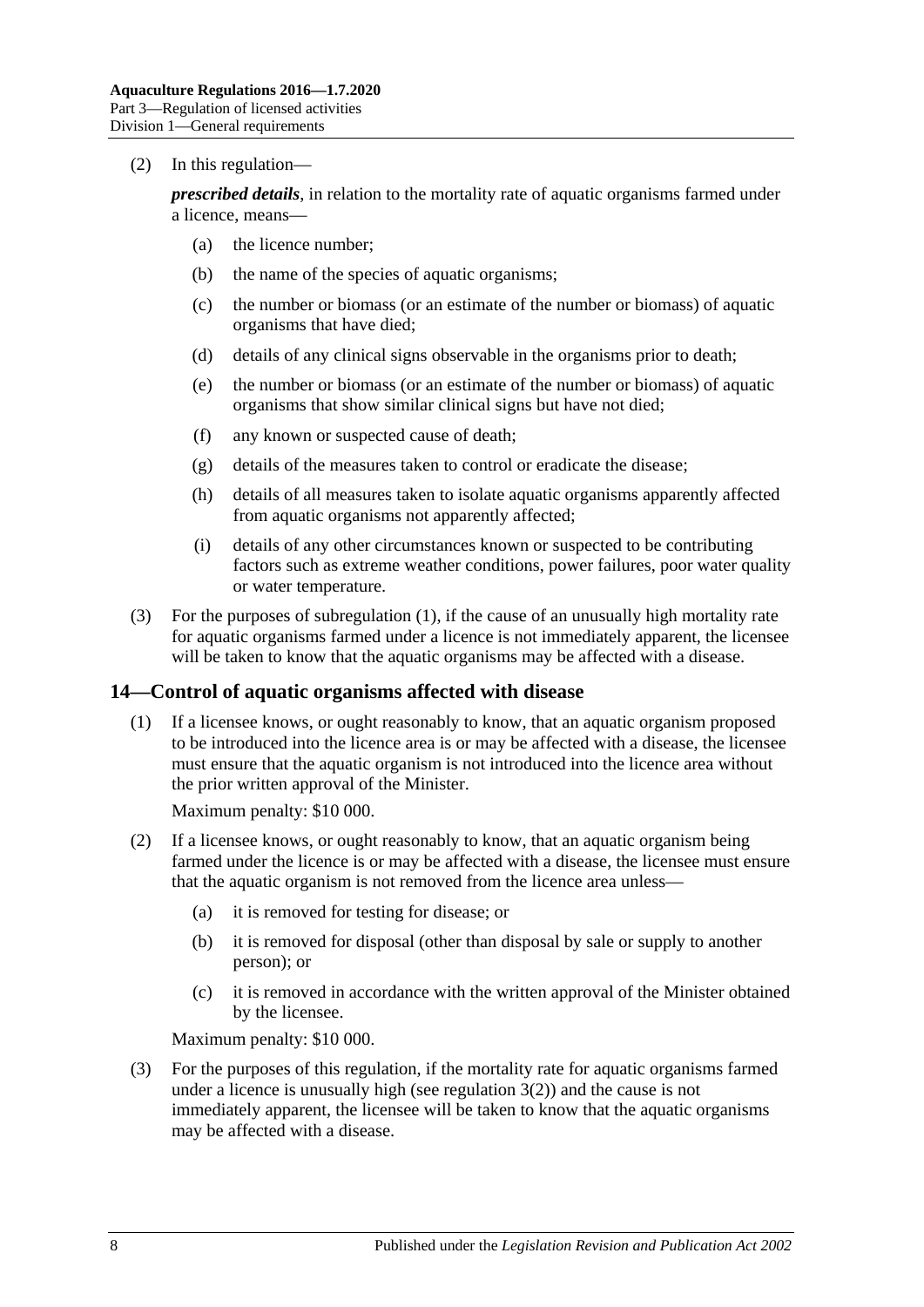(2) In this regulation—

***prescribed details***, in relation to the mortality rate of aquatic organisms farmed under a licence, means—

(a) the licence number;

(b) the name of the species of aquatic organisms;

(c) the number or biomass (or an estimate of the number or biomass) of aquatic organisms that have died;

(d) details of any clinical signs observable in the organisms prior to death;

(e) the number or biomass (or an estimate of the number or biomass) of aquatic organisms that show similar clinical signs but have not died;

(f) any known or suspected cause of death;

(g) details of the measures taken to control or eradicate the disease;

(h) details of all measures taken to isolate aquatic organisms apparently affected from aquatic organisms not apparently affected;

(i) details of any other circumstances known or suspected to be contributing factors such as extreme weather conditions, power failures, poor water quality or water temperature.

(3) For the purposes of subregulation (1), if the cause of an unusually high mortality rate for aquatic organisms farmed under a licence is not immediately apparent, the licensee will be taken to know that the aquatic organisms may be affected with a disease.

## 14—Control of aquatic organisms affected with disease

(1) If a licensee knows, or ought reasonably to know, that an aquatic organism proposed to be introduced into the licence area is or may be affected with a disease, the licensee must ensure that the aquatic organism is not introduced into the licence area without the prior written approval of the Minister.

Maximum penalty: $10 000.

(2) If a licensee knows, or ought reasonably to know, that an aquatic organism being farmed under the licence is or may be affected with a disease, the licensee must ensure that the aquatic organism is not removed from the licence area unless—

(a) it is removed for testing for disease; or

(b) it is removed for disposal (other than disposal by sale or supply to another person); or

(c) it is removed in accordance with the written approval of the Minister obtained by the licensee.

Maximum penalty: $10 000.

(3) For the purposes of this regulation, if the mortality rate for aquatic organisms farmed under a licence is unusually high (see regulation 3(2)) and the cause is not immediately apparent, the licensee will be taken to know that the aquatic organisms may be affected with a disease.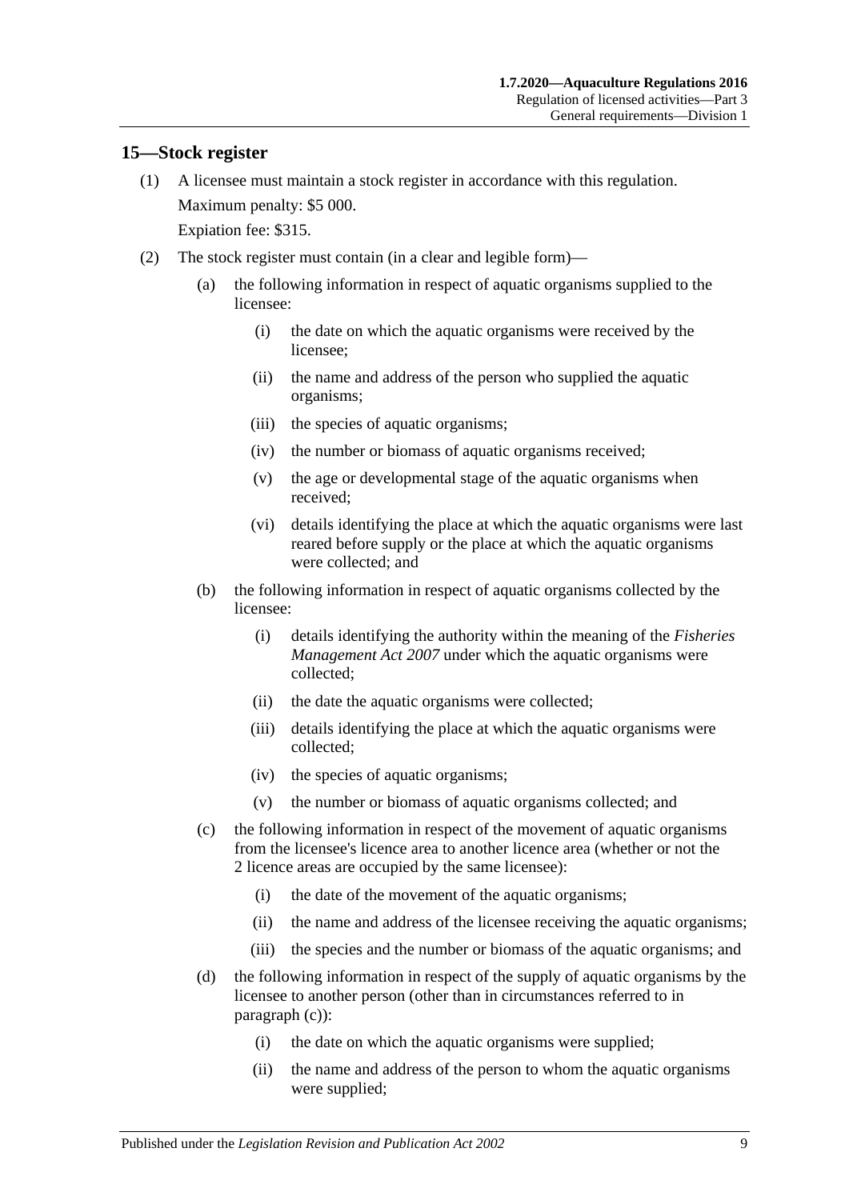## 15—Stock register

(1) A licensee must maintain a stock register in accordance with this regulation.

Maximum penalty: $5 000.

Expiation fee: $315.

(2) The stock register must contain (in a clear and legible form)—

(a) the following information in respect of aquatic organisms supplied to the licensee:

(i) the date on which the aquatic organisms were received by the licensee;

(ii) the name and address of the person who supplied the aquatic organisms;

(iii) the species of aquatic organisms;

(iv) the number or biomass of aquatic organisms received;

(v) the age or developmental stage of the aquatic organisms when received;

(vi) details identifying the place at which the aquatic organisms were last reared before supply or the place at which the aquatic organisms were collected; and

(b) the following information in respect of aquatic organisms collected by the licensee:

(i) details identifying the authority within the meaning of the *Fisheries Management Act 2007* under which the aquatic organisms were collected;

(ii) the date the aquatic organisms were collected;

(iii) details identifying the place at which the aquatic organisms were collected;

(iv) the species of aquatic organisms;

(v) the number or biomass of aquatic organisms collected; and

(c) the following information in respect of the movement of aquatic organisms from the licensee's licence area to another licence area (whether or not the 2 licence areas are occupied by the same licensee):

(i) the date of the movement of the aquatic organisms;

(ii) the name and address of the licensee receiving the aquatic organisms;

(iii) the species and the number or biomass of the aquatic organisms; and

(d) the following information in respect of the supply of aquatic organisms by the licensee to another person (other than in circumstances referred to in paragraph (c)):

(i) the date on which the aquatic organisms were supplied;

(ii) the name and address of the person to whom the aquatic organisms were supplied;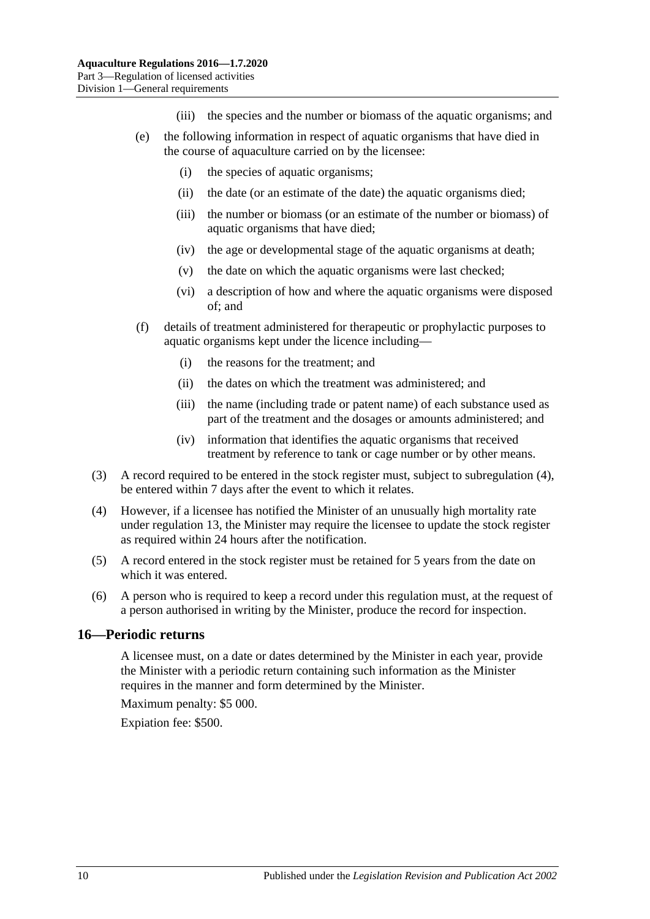(iii) the species and the number or biomass of the aquatic organisms; and

(e) the following information in respect of aquatic organisms that have died in the course of aquaculture carried on by the licensee:

(i) the species of aquatic organisms;

(ii) the date (or an estimate of the date) the aquatic organisms died;

(iii) the number or biomass (or an estimate of the number or biomass) of aquatic organisms that have died;

(iv) the age or developmental stage of the aquatic organisms at death;

(v) the date on which the aquatic organisms were last checked;

(vi) a description of how and where the aquatic organisms were disposed of; and

(f) details of treatment administered for therapeutic or prophylactic purposes to aquatic organisms kept under the licence including—

(i) the reasons for the treatment; and

(ii) the dates on which the treatment was administered; and

(iii) the name (including trade or patent name) of each substance used as part of the treatment and the dosages or amounts administered; and

(iv) information that identifies the aquatic organisms that received treatment by reference to tank or cage number or by other means.

(3) A record required to be entered in the stock register must, subject to subregulation (4), be entered within 7 days after the event to which it relates.

(4) However, if a licensee has notified the Minister of an unusually high mortality rate under regulation 13, the Minister may require the licensee to update the stock register as required within 24 hours after the notification.

(5) A record entered in the stock register must be retained for 5 years from the date on which it was entered.

(6) A person who is required to keep a record under this regulation must, at the request of a person authorised in writing by the Minister, produce the record for inspection.

## 16—Periodic returns

A licensee must, on a date or dates determined by the Minister in each year, provide the Minister with a periodic return containing such information as the Minister requires in the manner and form determined by the Minister.

Maximum penalty: $5 000.

Expiation fee: $500.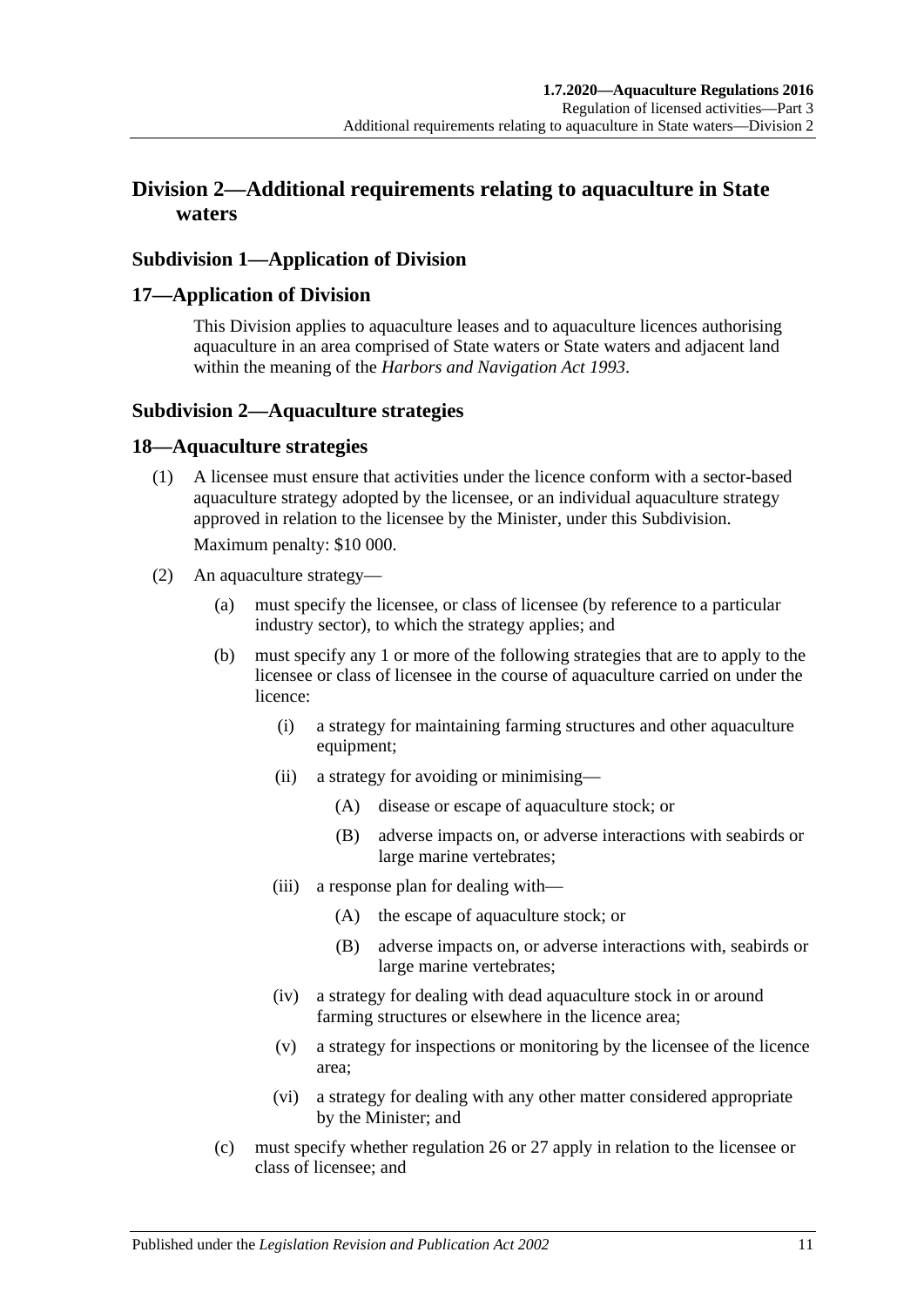## Division 2—Additional requirements relating to aquaculture in State waters

### Subdivision 1—Application of Division

### 17—Application of Division

This Division applies to aquaculture leases and to aquaculture licences authorising aquaculture in an area comprised of State waters or State waters and adjacent land within the meaning of the *Harbors and Navigation Act 1993*.

### Subdivision 2—Aquaculture strategies

### 18—Aquaculture strategies

(1) A licensee must ensure that activities under the licence conform with a sector-based aquaculture strategy adopted by the licensee, or an individual aquaculture strategy approved in relation to the licensee by the Minister, under this Subdivision.

Maximum penalty: $10 000.

(2) An aquaculture strategy—

- (a) must specify the licensee, or class of licensee (by reference to a particular industry sector), to which the strategy applies; and
- (b) must specify any 1 or more of the following strategies that are to apply to the licensee or class of licensee in the course of aquaculture carried on under the licence:
  - (i) a strategy for maintaining farming structures and other aquaculture equipment;
  - (ii) a strategy for avoiding or minimising—
    - (A) disease or escape of aquaculture stock; or
    - (B) adverse impacts on, or adverse interactions with seabirds or large marine vertebrates;
  - (iii) a response plan for dealing with—
    - (A) the escape of aquaculture stock; or
    - (B) adverse impacts on, or adverse interactions with, seabirds or large marine vertebrates;
  - (iv) a strategy for dealing with dead aquaculture stock in or around farming structures or elsewhere in the licence area;
  - (v) a strategy for inspections or monitoring by the licensee of the licence area;
  - (vi) a strategy for dealing with any other matter considered appropriate by the Minister; and
- (c) must specify whether regulation 26 or 27 apply in relation to the licensee or class of licensee; and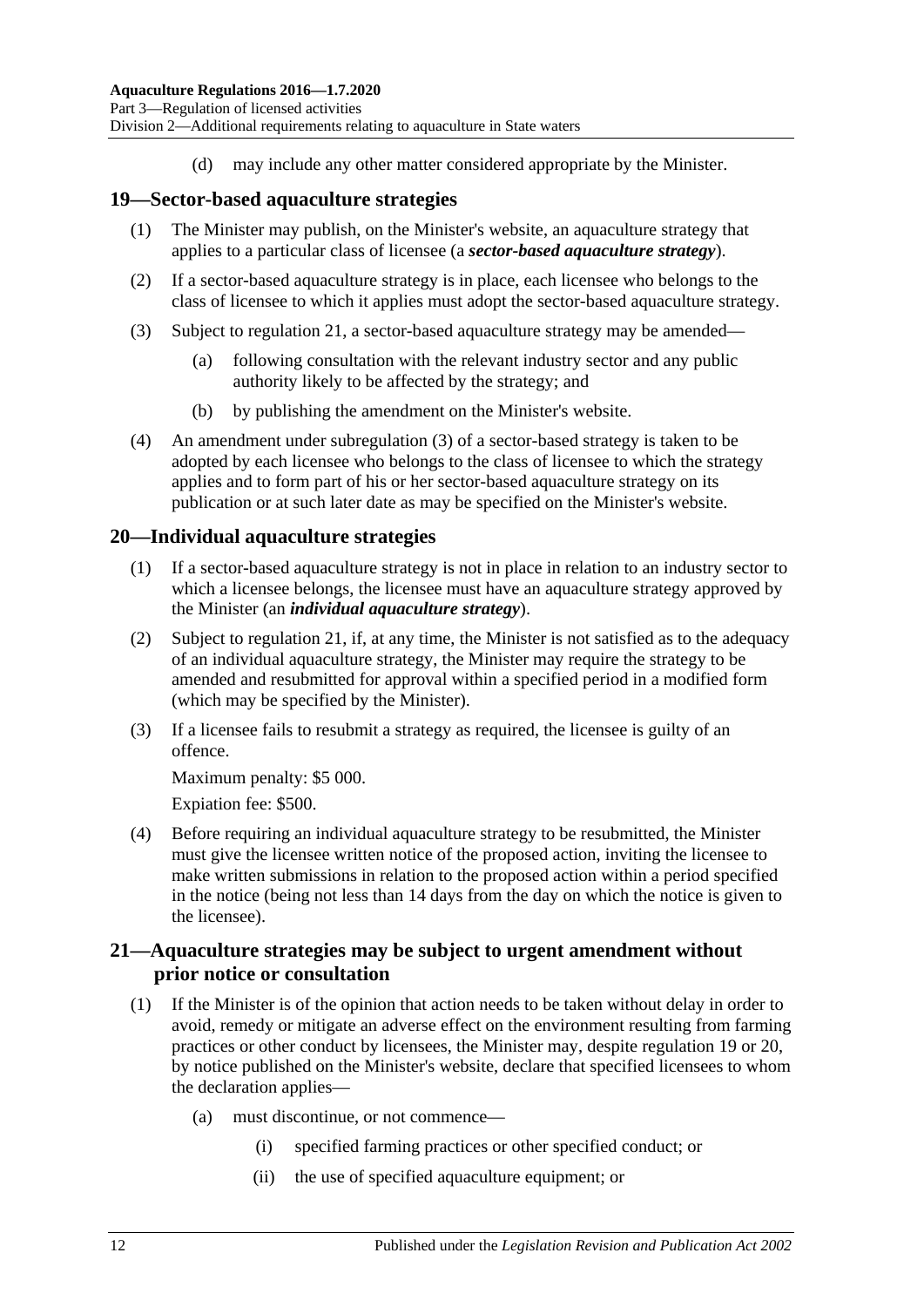(d) may include any other matter considered appropriate by the Minister.

## 19—Sector-based aquaculture strategies

(1) The Minister may publish, on the Minister's website, an aquaculture strategy that applies to a particular class of licensee (a ***sector-based aquaculture strategy***).

(2) If a sector-based aquaculture strategy is in place, each licensee who belongs to the class of licensee to which it applies must adopt the sector-based aquaculture strategy.

(3) Subject to regulation 21, a sector-based aquaculture strategy may be amended—

(a) following consultation with the relevant industry sector and any public authority likely to be affected by the strategy; and

(b) by publishing the amendment on the Minister's website.

(4) An amendment under subregulation (3) of a sector-based strategy is taken to be adopted by each licensee who belongs to the class of licensee to which the strategy applies and to form part of his or her sector-based aquaculture strategy on its publication or at such later date as may be specified on the Minister's website.

## 20—Individual aquaculture strategies

(1) If a sector-based aquaculture strategy is not in place in relation to an industry sector to which a licensee belongs, the licensee must have an aquaculture strategy approved by the Minister (an ***individual aquaculture strategy***).

(2) Subject to regulation 21, if, at any time, the Minister is not satisfied as to the adequacy of an individual aquaculture strategy, the Minister may require the strategy to be amended and resubmitted for approval within a specified period in a modified form (which may be specified by the Minister).

(3) If a licensee fails to resubmit a strategy as required, the licensee is guilty of an offence.

Maximum penalty: $5 000.

Expiation fee: $500.

(4) Before requiring an individual aquaculture strategy to be resubmitted, the Minister must give the licensee written notice of the proposed action, inviting the licensee to make written submissions in relation to the proposed action within a period specified in the notice (being not less than 14 days from the day on which the notice is given to the licensee).

## 21—Aquaculture strategies may be subject to urgent amendment without prior notice or consultation

(1) If the Minister is of the opinion that action needs to be taken without delay in order to avoid, remedy or mitigate an adverse effect on the environment resulting from farming practices or other conduct by licensees, the Minister may, despite regulation 19 or 20, by notice published on the Minister's website, declare that specified licensees to whom the declaration applies—

(a) must discontinue, or not commence—

(i) specified farming practices or other specified conduct; or

(ii) the use of specified aquaculture equipment; or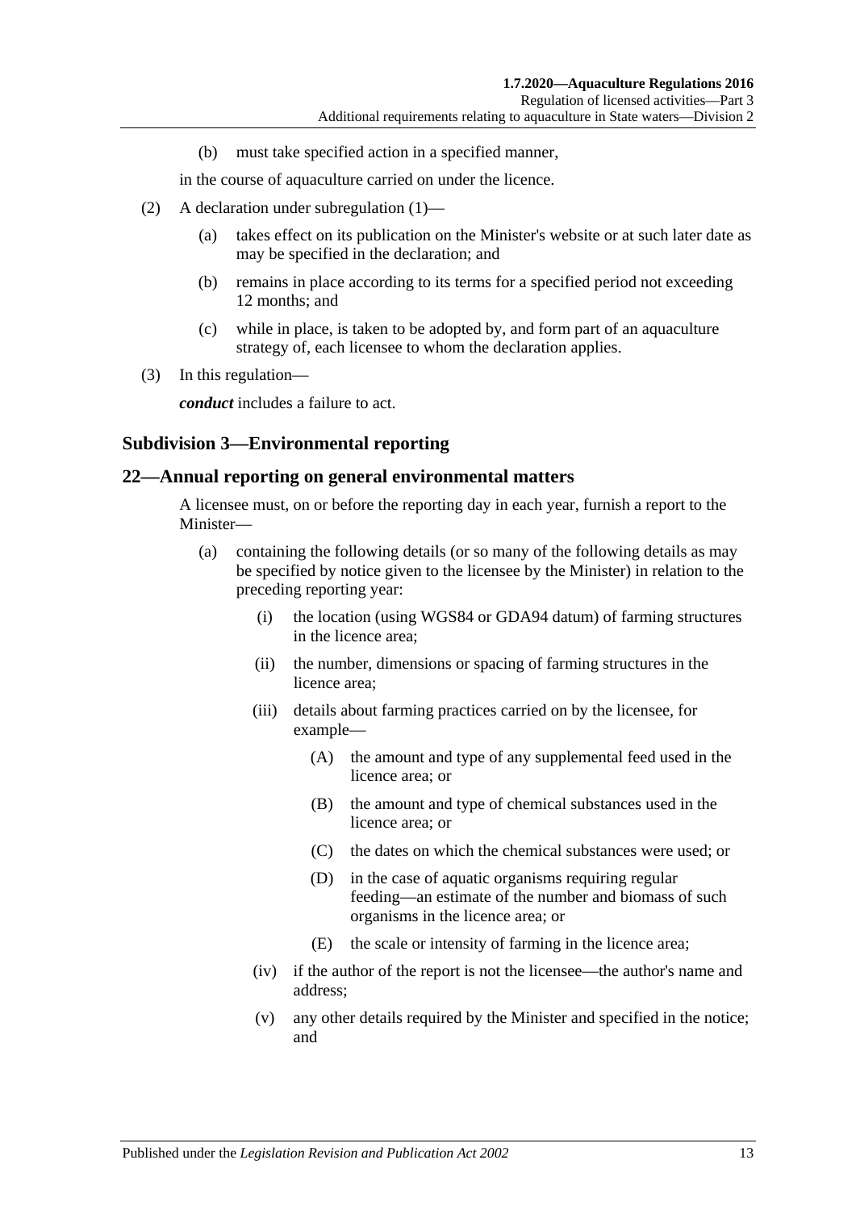(b) must take specified action in a specified manner,

in the course of aquaculture carried on under the licence.

(2) A declaration under subregulation (1)—

(a) takes effect on its publication on the Minister's website or at such later date as may be specified in the declaration; and

(b) remains in place according to its terms for a specified period not exceeding 12 months; and

(c) while in place, is taken to be adopted by, and form part of an aquaculture strategy of, each licensee to whom the declaration applies.

(3) In this regulation—

***conduct*** includes a failure to act.

### Subdivision 3—Environmental reporting

### 22—Annual reporting on general environmental matters

A licensee must, on or before the reporting day in each year, furnish a report to the Minister—

(a) containing the following details (or so many of the following details as may be specified by notice given to the licensee by the Minister) in relation to the preceding reporting year:

(i) the location (using WGS84 or GDA94 datum) of farming structures in the licence area;

(ii) the number, dimensions or spacing of farming structures in the licence area;

(iii) details about farming practices carried on by the licensee, for example—

(A) the amount and type of any supplemental feed used in the licence area; or

(B) the amount and type of chemical substances used in the licence area; or

(C) the dates on which the chemical substances were used; or

(D) in the case of aquatic organisms requiring regular feeding—an estimate of the number and biomass of such organisms in the licence area; or

(E) the scale or intensity of farming in the licence area;

(iv) if the author of the report is not the licensee—the author's name and address;

(v) any other details required by the Minister and specified in the notice; and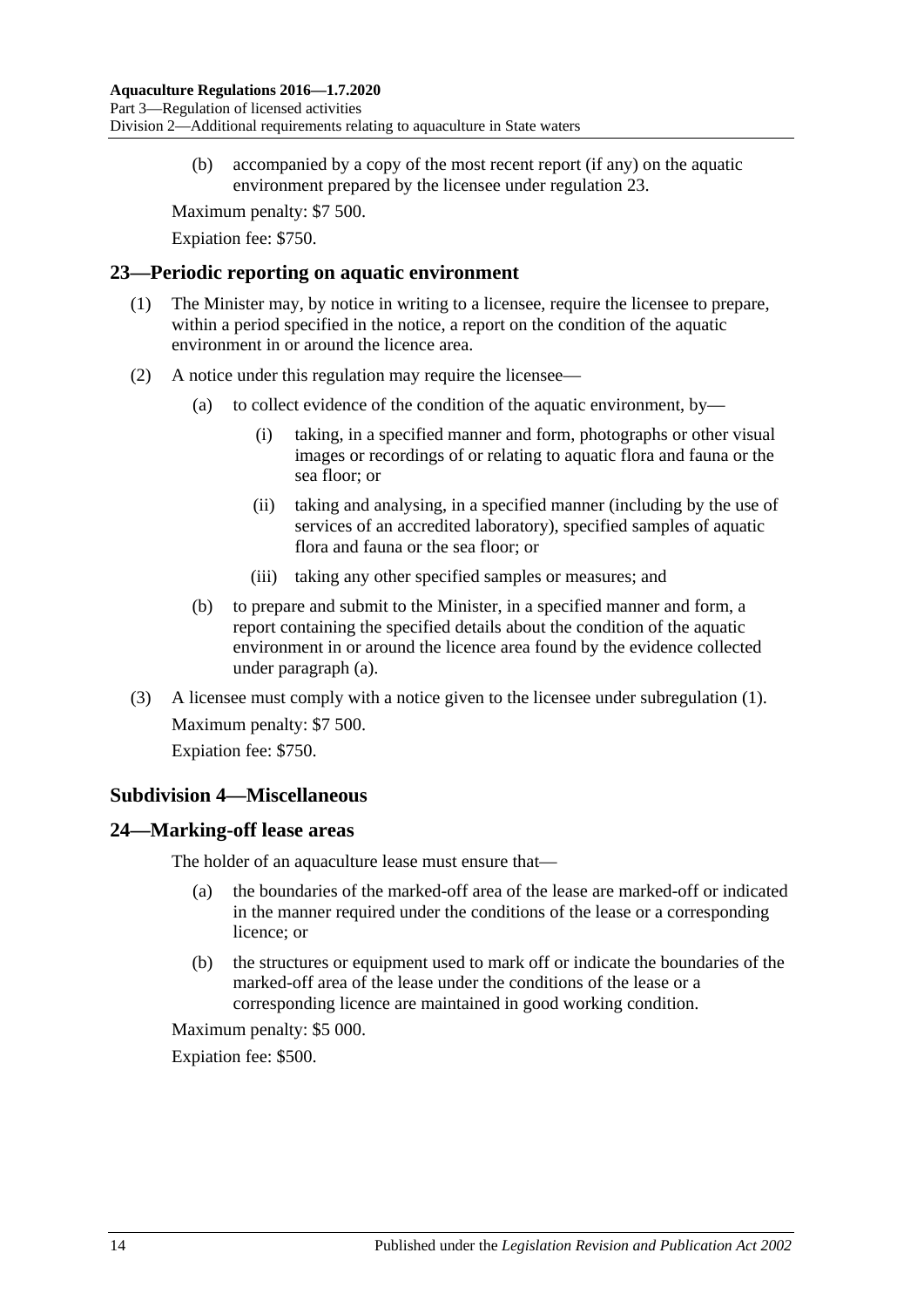(b) accompanied by a copy of the most recent report (if any) on the aquatic environment prepared by the licensee under regulation 23.

Maximum penalty: $7 500.

Expiation fee: $750.

## 23—Periodic reporting on aquatic environment

(1) The Minister may, by notice in writing to a licensee, require the licensee to prepare, within a period specified in the notice, a report on the condition of the aquatic environment in or around the licence area.

(2) A notice under this regulation may require the licensee—

(a) to collect evidence of the condition of the aquatic environment, by—

(i) taking, in a specified manner and form, photographs or other visual images or recordings of or relating to aquatic flora and fauna or the sea floor; or

(ii) taking and analysing, in a specified manner (including by the use of services of an accredited laboratory), specified samples of aquatic flora and fauna or the sea floor; or

(iii) taking any other specified samples or measures; and

(b) to prepare and submit to the Minister, in a specified manner and form, a report containing the specified details about the condition of the aquatic environment in or around the licence area found by the evidence collected under paragraph (a).

(3) A licensee must comply with a notice given to the licensee under subregulation (1).

Maximum penalty: $7 500.

Expiation fee: $750.

### Subdivision 4—Miscellaneous

## 24—Marking-off lease areas

The holder of an aquaculture lease must ensure that—

(a) the boundaries of the marked-off area of the lease are marked-off or indicated in the manner required under the conditions of the lease or a corresponding licence; or

(b) the structures or equipment used to mark off or indicate the boundaries of the marked-off area of the lease under the conditions of the lease or a corresponding licence are maintained in good working condition.

Maximum penalty: $5 000.

Expiation fee: $500.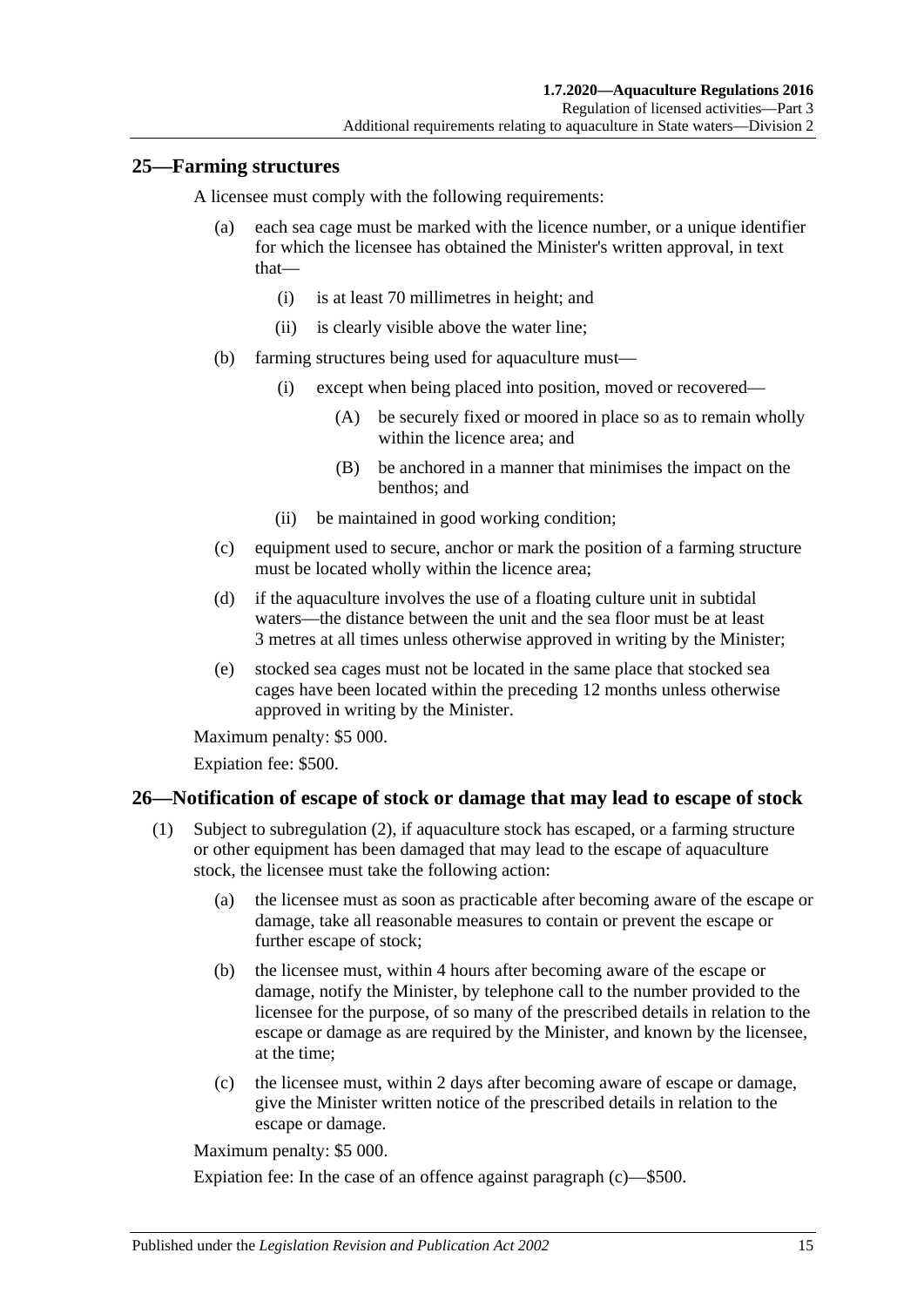## 25—Farming structures

A licensee must comply with the following requirements:

(a) each sea cage must be marked with the licence number, or a unique identifier for which the licensee has obtained the Minister's written approval, in text that—

(i) is at least 70 millimetres in height; and

(ii) is clearly visible above the water line;

(b) farming structures being used for aquaculture must—

(i) except when being placed into position, moved or recovered—

(A) be securely fixed or moored in place so as to remain wholly within the licence area; and

(B) be anchored in a manner that minimises the impact on the benthos; and

(ii) be maintained in good working condition;

(c) equipment used to secure, anchor or mark the position of a farming structure must be located wholly within the licence area;

(d) if the aquaculture involves the use of a floating culture unit in subtidal waters—the distance between the unit and the sea floor must be at least 3 metres at all times unless otherwise approved in writing by the Minister;

(e) stocked sea cages must not be located in the same place that stocked sea cages have been located within the preceding 12 months unless otherwise approved in writing by the Minister.

Maximum penalty: $5 000.

Expiation fee: $500.

## 26—Notification of escape of stock or damage that may lead to escape of stock

(1) Subject to subregulation (2), if aquaculture stock has escaped, or a farming structure or other equipment has been damaged that may lead to the escape of aquaculture stock, the licensee must take the following action:

(a) the licensee must as soon as practicable after becoming aware of the escape or damage, take all reasonable measures to contain or prevent the escape or further escape of stock;

(b) the licensee must, within 4 hours after becoming aware of the escape or damage, notify the Minister, by telephone call to the number provided to the licensee for the purpose, of so many of the prescribed details in relation to the escape or damage as are required by the Minister, and known by the licensee, at the time;

(c) the licensee must, within 2 days after becoming aware of escape or damage, give the Minister written notice of the prescribed details in relation to the escape or damage.

Maximum penalty: $5 000.

Expiation fee: In the case of an offence against paragraph (c)—$500.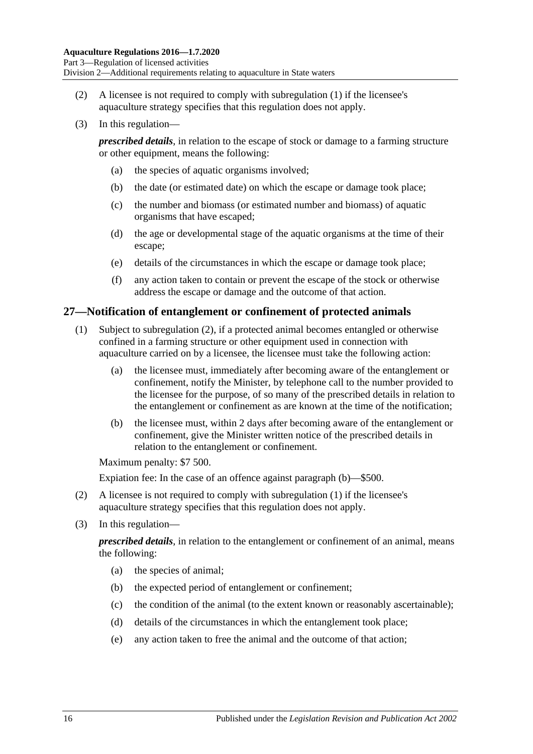(2) A licensee is not required to comply with subregulation (1) if the licensee's aquaculture strategy specifies that this regulation does not apply.

(3) In this regulation—

***prescribed details***, in relation to the escape of stock or damage to a farming structure or other equipment, means the following:

(a) the species of aquatic organisms involved;

(b) the date (or estimated date) on which the escape or damage took place;

(c) the number and biomass (or estimated number and biomass) of aquatic organisms that have escaped;

(d) the age or developmental stage of the aquatic organisms at the time of their escape;

(e) details of the circumstances in which the escape or damage took place;

(f) any action taken to contain or prevent the escape of the stock or otherwise address the escape or damage and the outcome of that action.

## 27—Notification of entanglement or confinement of protected animals

(1) Subject to subregulation (2), if a protected animal becomes entangled or otherwise confined in a farming structure or other equipment used in connection with aquaculture carried on by a licensee, the licensee must take the following action:

(a) the licensee must, immediately after becoming aware of the entanglement or confinement, notify the Minister, by telephone call to the number provided to the licensee for the purpose, of so many of the prescribed details in relation to the entanglement or confinement as are known at the time of the notification;

(b) the licensee must, within 2 days after becoming aware of the entanglement or confinement, give the Minister written notice of the prescribed details in relation to the entanglement or confinement.

Maximum penalty: $7 500.

Expiation fee: In the case of an offence against paragraph (b)—$500.

(2) A licensee is not required to comply with subregulation (1) if the licensee's aquaculture strategy specifies that this regulation does not apply.

(3) In this regulation—

***prescribed details***, in relation to the entanglement or confinement of an animal, means the following:

(a) the species of animal;

(b) the expected period of entanglement or confinement;

(c) the condition of the animal (to the extent known or reasonably ascertainable);

(d) details of the circumstances in which the entanglement took place;

(e) any action taken to free the animal and the outcome of that action;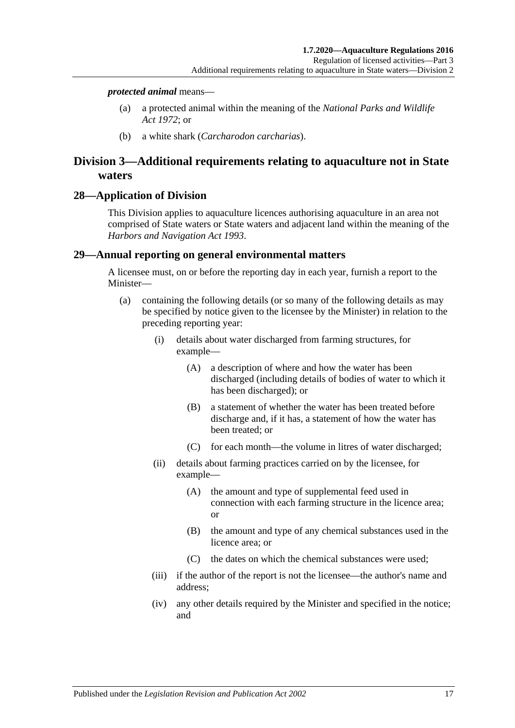***protected animal*** means—

(a) a protected animal within the meaning of the *National Parks and Wildlife Act 1972*; or

(b) a white shark (*Carcharodon carcharias*).

## Division 3—Additional requirements relating to aquaculture not in State waters

### 28—Application of Division

This Division applies to aquaculture licences authorising aquaculture in an area not comprised of State waters or State waters and adjacent land within the meaning of the *Harbors and Navigation Act 1993*.

### 29—Annual reporting on general environmental matters

A licensee must, on or before the reporting day in each year, furnish a report to the Minister—

(a) containing the following details (or so many of the following details as may be specified by notice given to the licensee by the Minister) in relation to the preceding reporting year:

  (i) details about water discharged from farming structures, for example—

    (A) a description of where and how the water has been discharged (including details of bodies of water to which it has been discharged); or

    (B) a statement of whether the water has been treated before discharge and, if it has, a statement of how the water has been treated; or

    (C) for each month—the volume in litres of water discharged;

  (ii) details about farming practices carried on by the licensee, for example—

    (A) the amount and type of supplemental feed used in connection with each farming structure in the licence area; or

    (B) the amount and type of any chemical substances used in the licence area; or

    (C) the dates on which the chemical substances were used;

  (iii) if the author of the report is not the licensee—the author's name and address;

  (iv) any other details required by the Minister and specified in the notice; and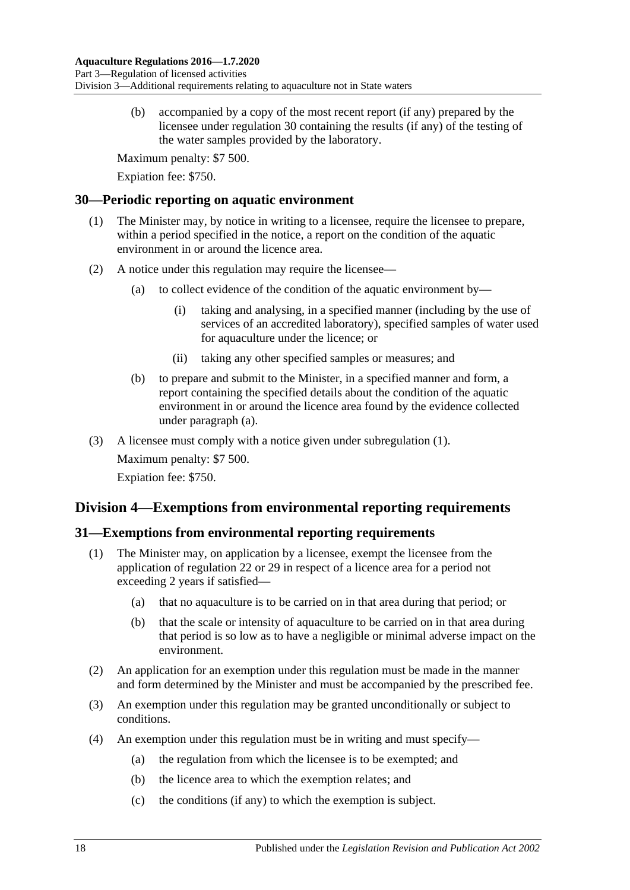(b) accompanied by a copy of the most recent report (if any) prepared by the licensee under regulation 30 containing the results (if any) of the testing of the water samples provided by the laboratory.

Maximum penalty: $7 500.

Expiation fee: $750.

## 30—Periodic reporting on aquatic environment

(1) The Minister may, by notice in writing to a licensee, require the licensee to prepare, within a period specified in the notice, a report on the condition of the aquatic environment in or around the licence area.

(2) A notice under this regulation may require the licensee—

(a) to collect evidence of the condition of the aquatic environment by—

(i) taking and analysing, in a specified manner (including by the use of services of an accredited laboratory), specified samples of water used for aquaculture under the licence; or

(ii) taking any other specified samples or measures; and

(b) to prepare and submit to the Minister, in a specified manner and form, a report containing the specified details about the condition of the aquatic environment in or around the licence area found by the evidence collected under paragraph (a).

(3) A licensee must comply with a notice given under subregulation (1).

Maximum penalty: $7 500.

Expiation fee: $750.

# Division 4—Exemptions from environmental reporting requirements

## 31—Exemptions from environmental reporting requirements

(1) The Minister may, on application by a licensee, exempt the licensee from the application of regulation 22 or 29 in respect of a licence area for a period not exceeding 2 years if satisfied—

(a) that no aquaculture is to be carried on in that area during that period; or

(b) that the scale or intensity of aquaculture to be carried on in that area during that period is so low as to have a negligible or minimal adverse impact on the environment.

(2) An application for an exemption under this regulation must be made in the manner and form determined by the Minister and must be accompanied by the prescribed fee.

(3) An exemption under this regulation may be granted unconditionally or subject to conditions.

(4) An exemption under this regulation must be in writing and must specify—

(a) the regulation from which the licensee is to be exempted; and

(b) the licence area to which the exemption relates; and

(c) the conditions (if any) to which the exemption is subject.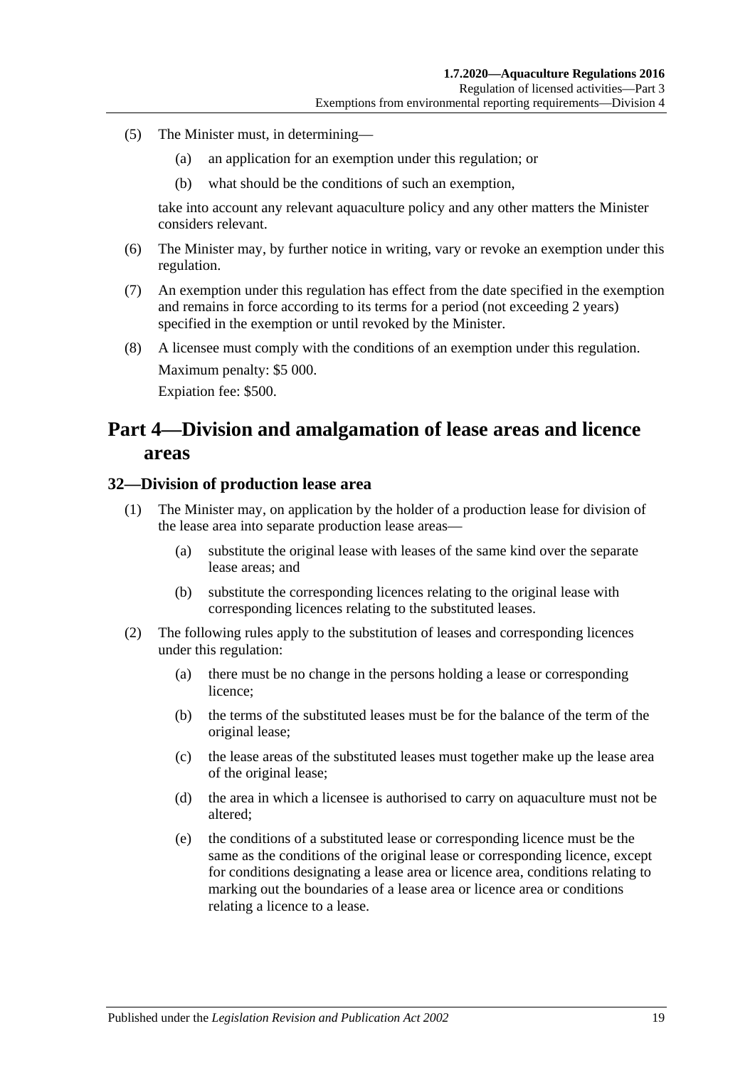(5) The Minister must, in determining—

(a) an application for an exemption under this regulation; or

(b) what should be the conditions of such an exemption,

take into account any relevant aquaculture policy and any other matters the Minister considers relevant.

(6) The Minister may, by further notice in writing, vary or revoke an exemption under this regulation.

(7) An exemption under this regulation has effect from the date specified in the exemption and remains in force according to its terms for a period (not exceeding 2 years) specified in the exemption or until revoked by the Minister.

(8) A licensee must comply with the conditions of an exemption under this regulation.

Maximum penalty: $5 000.

Expiation fee: $500.

# Part 4—Division and amalgamation of lease areas and licence areas

## 32—Division of production lease area

(1) The Minister may, on application by the holder of a production lease for division of the lease area into separate production lease areas—

(a) substitute the original lease with leases of the same kind over the separate lease areas; and

(b) substitute the corresponding licences relating to the original lease with corresponding licences relating to the substituted leases.

(2) The following rules apply to the substitution of leases and corresponding licences under this regulation:

(a) there must be no change in the persons holding a lease or corresponding licence;

(b) the terms of the substituted leases must be for the balance of the term of the original lease;

(c) the lease areas of the substituted leases must together make up the lease area of the original lease;

(d) the area in which a licensee is authorised to carry on aquaculture must not be altered;

(e) the conditions of a substituted lease or corresponding licence must be the same as the conditions of the original lease or corresponding licence, except for conditions designating a lease area or licence area, conditions relating to marking out the boundaries of a lease area or licence area or conditions relating a licence to a lease.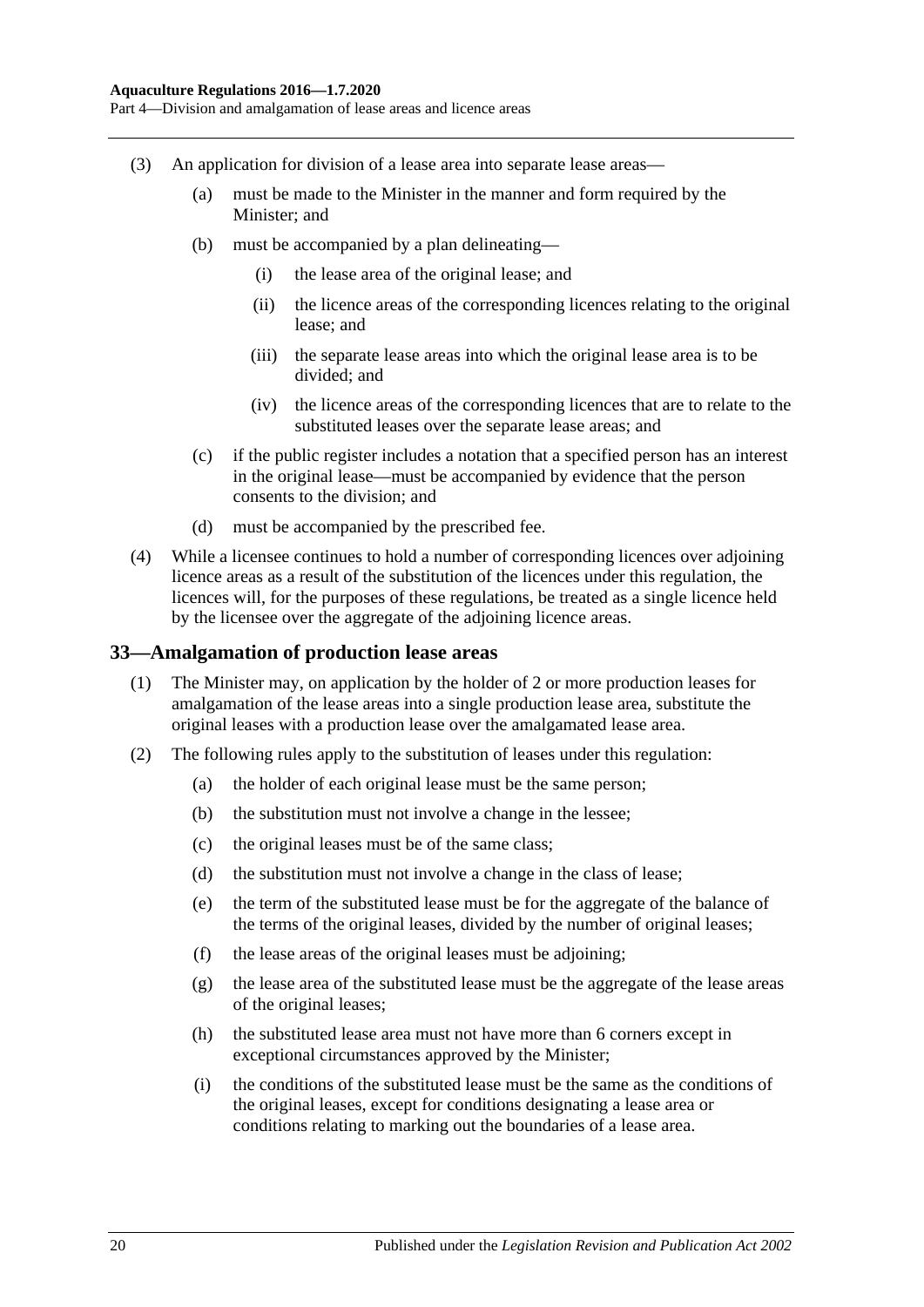(3) An application for division of a lease area into separate lease areas—

  (a) must be made to the Minister in the manner and form required by the Minister; and

  (b) must be accompanied by a plan delineating—

    (i) the lease area of the original lease; and

    (ii) the licence areas of the corresponding licences relating to the original lease; and

    (iii) the separate lease areas into which the original lease area is to be divided; and

    (iv) the licence areas of the corresponding licences that are to relate to the substituted leases over the separate lease areas; and

  (c) if the public register includes a notation that a specified person has an interest in the original lease—must be accompanied by evidence that the person consents to the division; and

  (d) must be accompanied by the prescribed fee.

(4) While a licensee continues to hold a number of corresponding licences over adjoining licence areas as a result of the substitution of the licences under this regulation, the licences will, for the purposes of these regulations, be treated as a single licence held by the licensee over the aggregate of the adjoining licence areas.

## 33—Amalgamation of production lease areas

(1) The Minister may, on application by the holder of 2 or more production leases for amalgamation of the lease areas into a single production lease area, substitute the original leases with a production lease over the amalgamated lease area.

(2) The following rules apply to the substitution of leases under this regulation:

  (a) the holder of each original lease must be the same person;

  (b) the substitution must not involve a change in the lessee;

  (c) the original leases must be of the same class;

  (d) the substitution must not involve a change in the class of lease;

  (e) the term of the substituted lease must be for the aggregate of the balance of the terms of the original leases, divided by the number of original leases;

  (f) the lease areas of the original leases must be adjoining;

  (g) the lease area of the substituted lease must be the aggregate of the lease areas of the original leases;

  (h) the substituted lease area must not have more than 6 corners except in exceptional circumstances approved by the Minister;

  (i) the conditions of the substituted lease must be the same as the conditions of the original leases, except for conditions designating a lease area or conditions relating to marking out the boundaries of a lease area.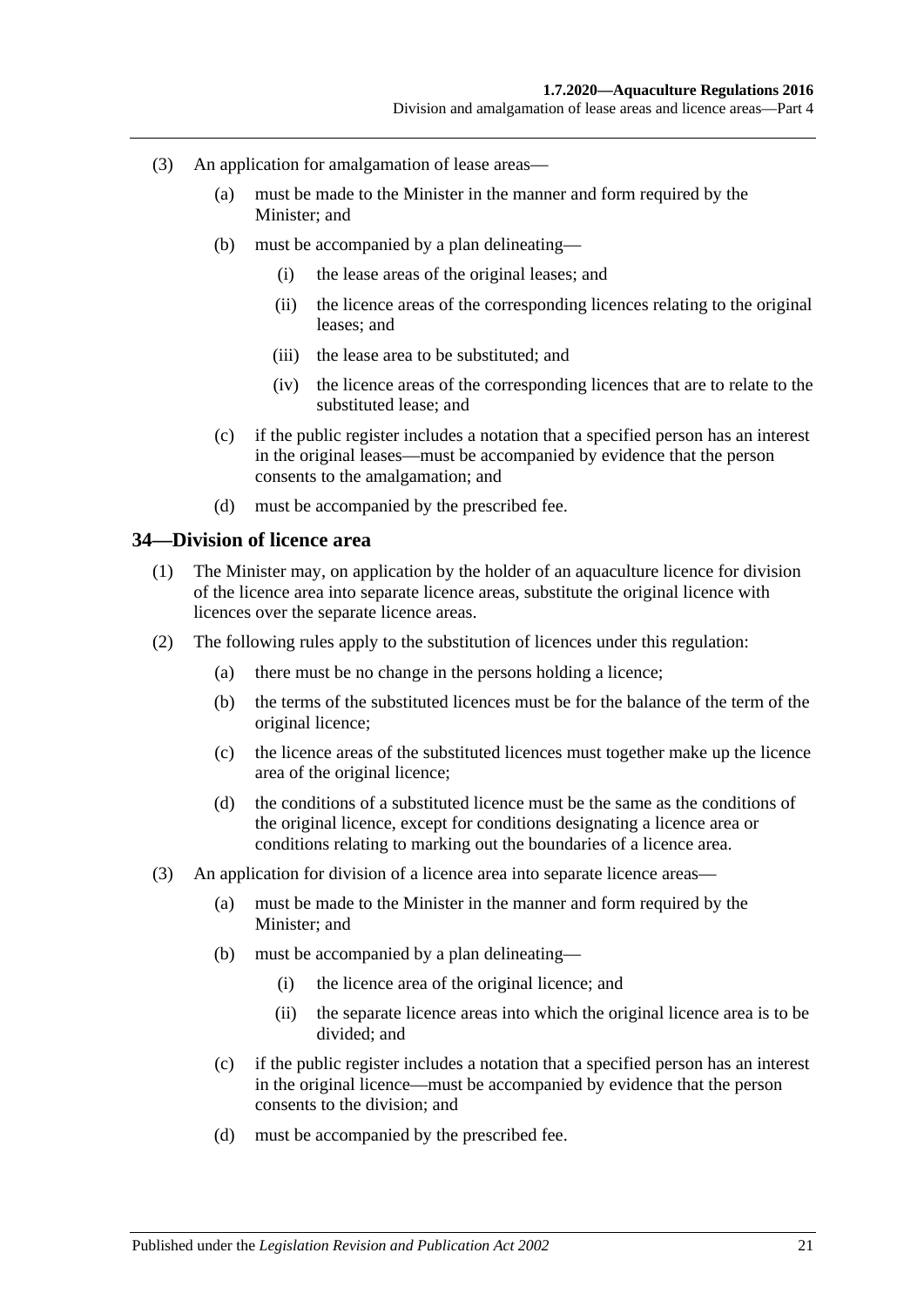(3) An application for amalgamation of lease areas—

  (a) must be made to the Minister in the manner and form required by the Minister; and

  (b) must be accompanied by a plan delineating—

    (i) the lease areas of the original leases; and

    (ii) the licence areas of the corresponding licences relating to the original leases; and

    (iii) the lease area to be substituted; and

    (iv) the licence areas of the corresponding licences that are to relate to the substituted lease; and

  (c) if the public register includes a notation that a specified person has an interest in the original leases—must be accompanied by evidence that the person consents to the amalgamation; and

  (d) must be accompanied by the prescribed fee.

## 34—Division of licence area

(1) The Minister may, on application by the holder of an aquaculture licence for division of the licence area into separate licence areas, substitute the original licence with licences over the separate licence areas.

(2) The following rules apply to the substitution of licences under this regulation:

  (a) there must be no change in the persons holding a licence;

  (b) the terms of the substituted licences must be for the balance of the term of the original licence;

  (c) the licence areas of the substituted licences must together make up the licence area of the original licence;

  (d) the conditions of a substituted licence must be the same as the conditions of the original licence, except for conditions designating a licence area or conditions relating to marking out the boundaries of a licence area.

(3) An application for division of a licence area into separate licence areas—

  (a) must be made to the Minister in the manner and form required by the Minister; and

  (b) must be accompanied by a plan delineating—

    (i) the licence area of the original licence; and

    (ii) the separate licence areas into which the original licence area is to be divided; and

  (c) if the public register includes a notation that a specified person has an interest in the original licence—must be accompanied by evidence that the person consents to the division; and

  (d) must be accompanied by the prescribed fee.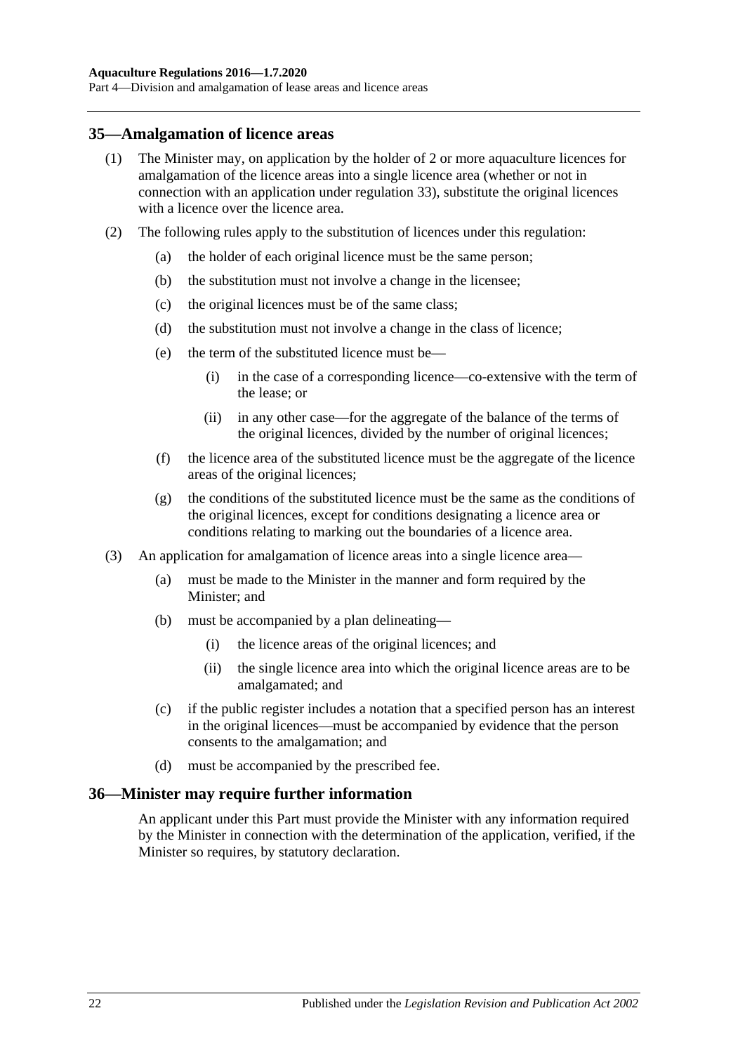## 35—Amalgamation of licence areas

(1) The Minister may, on application by the holder of 2 or more aquaculture licences for amalgamation of the licence areas into a single licence area (whether or not in connection with an application under regulation 33), substitute the original licences with a licence over the licence area.

(2) The following rules apply to the substitution of licences under this regulation:

  (a) the holder of each original licence must be the same person;

  (b) the substitution must not involve a change in the licensee;

  (c) the original licences must be of the same class;

  (d) the substitution must not involve a change in the class of licence;

  (e) the term of the substituted licence must be—

    (i) in the case of a corresponding licence—co-extensive with the term of the lease; or

    (ii) in any other case—for the aggregate of the balance of the terms of the original licences, divided by the number of original licences;

  (f) the licence area of the substituted licence must be the aggregate of the licence areas of the original licences;

  (g) the conditions of the substituted licence must be the same as the conditions of the original licences, except for conditions designating a licence area or conditions relating to marking out the boundaries of a licence area.

(3) An application for amalgamation of licence areas into a single licence area—

  (a) must be made to the Minister in the manner and form required by the Minister; and

  (b) must be accompanied by a plan delineating—

    (i) the licence areas of the original licences; and

    (ii) the single licence area into which the original licence areas are to be amalgamated; and

  (c) if the public register includes a notation that a specified person has an interest in the original licences—must be accompanied by evidence that the person consents to the amalgamation; and

  (d) must be accompanied by the prescribed fee.

## 36—Minister may require further information

An applicant under this Part must provide the Minister with any information required by the Minister in connection with the determination of the application, verified, if the Minister so requires, by statutory declaration.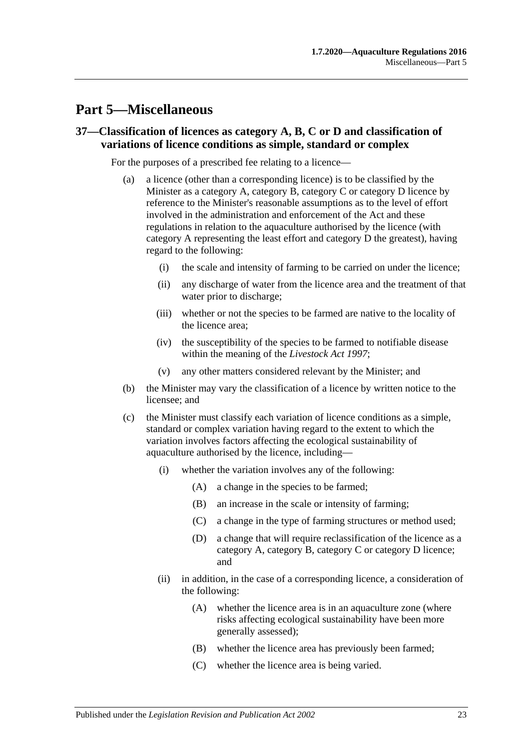# Part 5—Miscellaneous

## 37—Classification of licences as category A, B, C or D and classification of variations of licence conditions as simple, standard or complex

For the purposes of a prescribed fee relating to a licence—

(a) a licence (other than a corresponding licence) is to be classified by the Minister as a category A, category B, category C or category D licence by reference to the Minister's reasonable assumptions as to the level of effort involved in the administration and enforcement of the Act and these regulations in relation to the aquaculture authorised by the licence (with category A representing the least effort and category D the greatest), having regard to the following:

(i) the scale and intensity of farming to be carried on under the licence;

(ii) any discharge of water from the licence area and the treatment of that water prior to discharge;

(iii) whether or not the species to be farmed are native to the locality of the licence area;

(iv) the susceptibility of the species to be farmed to notifiable disease within the meaning of the *Livestock Act 1997*;

(v) any other matters considered relevant by the Minister; and

(b) the Minister may vary the classification of a licence by written notice to the licensee; and

(c) the Minister must classify each variation of licence conditions as a simple, standard or complex variation having regard to the extent to which the variation involves factors affecting the ecological sustainability of aquaculture authorised by the licence, including—

(i) whether the variation involves any of the following:

(A) a change in the species to be farmed;

(B) an increase in the scale or intensity of farming;

(C) a change in the type of farming structures or method used;

(D) a change that will require reclassification of the licence as a category A, category B, category C or category D licence; and

(ii) in addition, in the case of a corresponding licence, a consideration of the following:

(A) whether the licence area is in an aquaculture zone (where risks affecting ecological sustainability have been more generally assessed);

(B) whether the licence area has previously been farmed;

(C) whether the licence area is being varied.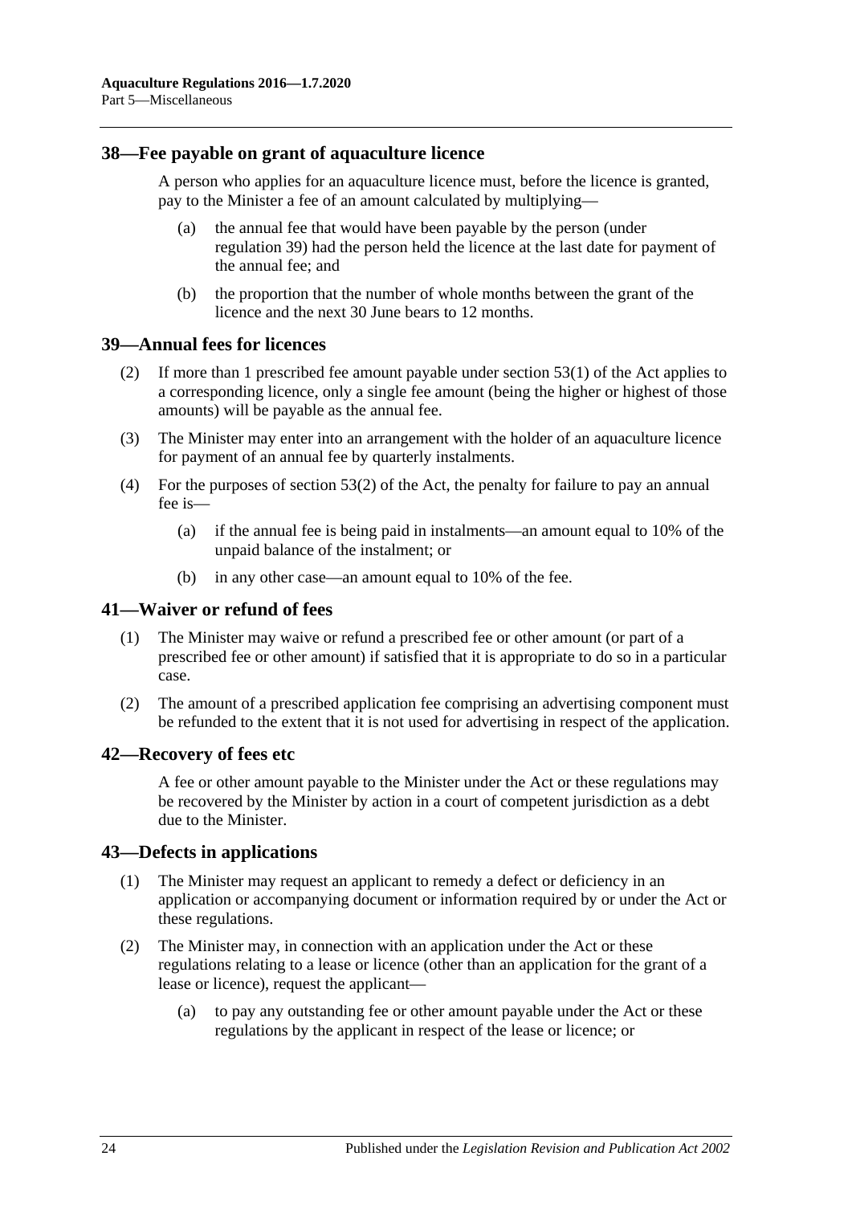## 38—Fee payable on grant of aquaculture licence

A person who applies for an aquaculture licence must, before the licence is granted, pay to the Minister a fee of an amount calculated by multiplying—

- (a) the annual fee that would have been payable by the person (under regulation 39) had the person held the licence at the last date for payment of the annual fee; and
- (b) the proportion that the number of whole months between the grant of the licence and the next 30 June bears to 12 months.

## 39—Annual fees for licences

- (2) If more than 1 prescribed fee amount payable under section 53(1) of the Act applies to a corresponding licence, only a single fee amount (being the higher or highest of those amounts) will be payable as the annual fee.
- (3) The Minister may enter into an arrangement with the holder of an aquaculture licence for payment of an annual fee by quarterly instalments.
- (4) For the purposes of section 53(2) of the Act, the penalty for failure to pay an annual fee is—
  - (a) if the annual fee is being paid in instalments—an amount equal to 10% of the unpaid balance of the instalment; or
  - (b) in any other case—an amount equal to 10% of the fee.

## 41—Waiver or refund of fees

- (1) The Minister may waive or refund a prescribed fee or other amount (or part of a prescribed fee or other amount) if satisfied that it is appropriate to do so in a particular case.
- (2) The amount of a prescribed application fee comprising an advertising component must be refunded to the extent that it is not used for advertising in respect of the application.

## 42—Recovery of fees etc

A fee or other amount payable to the Minister under the Act or these regulations may be recovered by the Minister by action in a court of competent jurisdiction as a debt due to the Minister.

## 43—Defects in applications

- (1) The Minister may request an applicant to remedy a defect or deficiency in an application or accompanying document or information required by or under the Act or these regulations.
- (2) The Minister may, in connection with an application under the Act or these regulations relating to a lease or licence (other than an application for the grant of a lease or licence), request the applicant—
  - (a) to pay any outstanding fee or other amount payable under the Act or these regulations by the applicant in respect of the lease or licence; or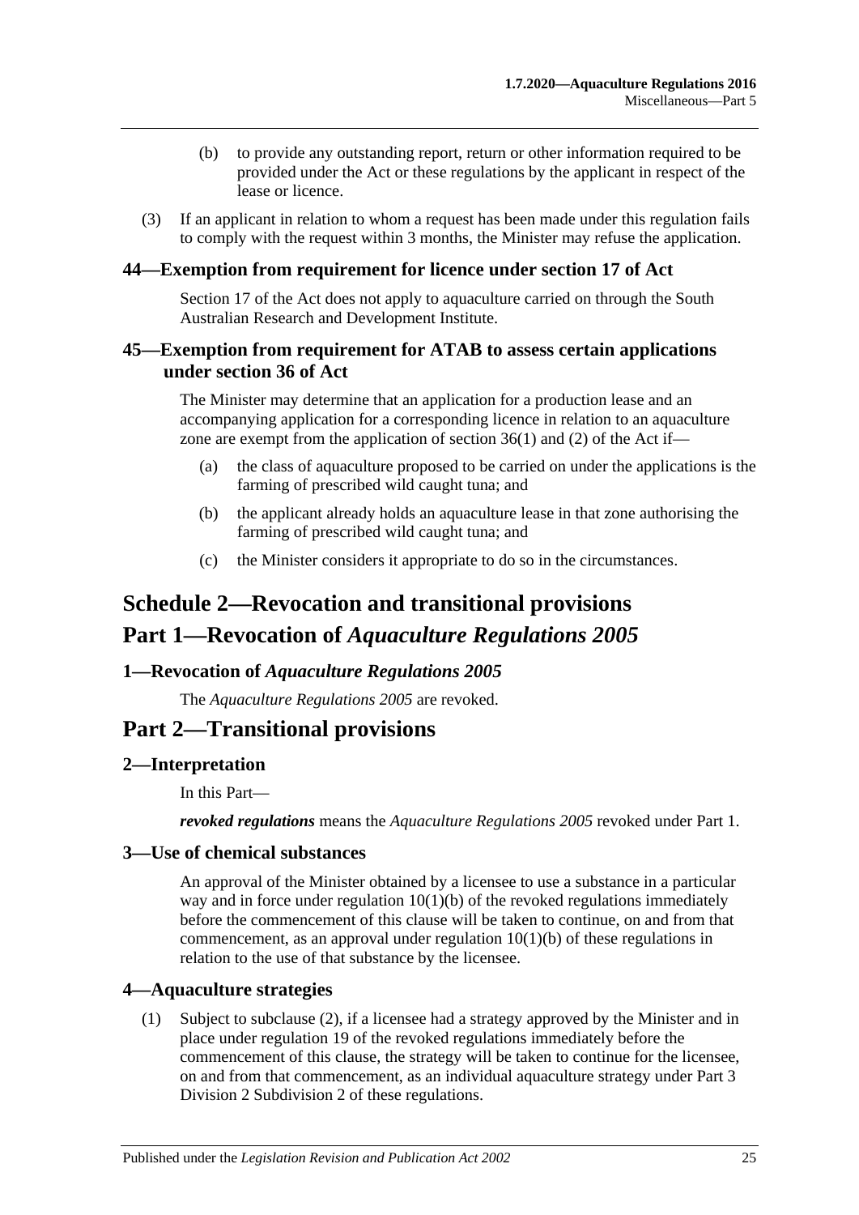(b) to provide any outstanding report, return or other information required to be provided under the Act or these regulations by the applicant in respect of the lease or licence.

(3) If an applicant in relation to whom a request has been made under this regulation fails to comply with the request within 3 months, the Minister may refuse the application.

### 44—Exemption from requirement for licence under section 17 of Act

Section 17 of the Act does not apply to aquaculture carried on through the South Australian Research and Development Institute.

### 45—Exemption from requirement for ATAB to assess certain applications under section 36 of Act

The Minister may determine that an application for a production lease and an accompanying application for a corresponding licence in relation to an aquaculture zone are exempt from the application of section 36(1) and (2) of the Act if—

(a) the class of aquaculture proposed to be carried on under the applications is the farming of prescribed wild caught tuna; and

(b) the applicant already holds an aquaculture lease in that zone authorising the farming of prescribed wild caught tuna; and

(c) the Minister considers it appropriate to do so in the circumstances.

# Schedule 2—Revocation and transitional provisions

# Part 1—Revocation of *Aquaculture Regulations 2005*

### 1—Revocation of *Aquaculture Regulations 2005*

The *Aquaculture Regulations 2005* are revoked.

# Part 2—Transitional provisions

### 2—Interpretation

In this Part—

***revoked regulations*** means the *Aquaculture Regulations 2005* revoked under Part 1.

### 3—Use of chemical substances

An approval of the Minister obtained by a licensee to use a substance in a particular way and in force under regulation 10(1)(b) of the revoked regulations immediately before the commencement of this clause will be taken to continue, on and from that commencement, as an approval under regulation 10(1)(b) of these regulations in relation to the use of that substance by the licensee.

### 4—Aquaculture strategies

(1) Subject to subclause (2), if a licensee had a strategy approved by the Minister and in place under regulation 19 of the revoked regulations immediately before the commencement of this clause, the strategy will be taken to continue for the licensee, on and from that commencement, as an individual aquaculture strategy under Part 3 Division 2 Subdivision 2 of these regulations.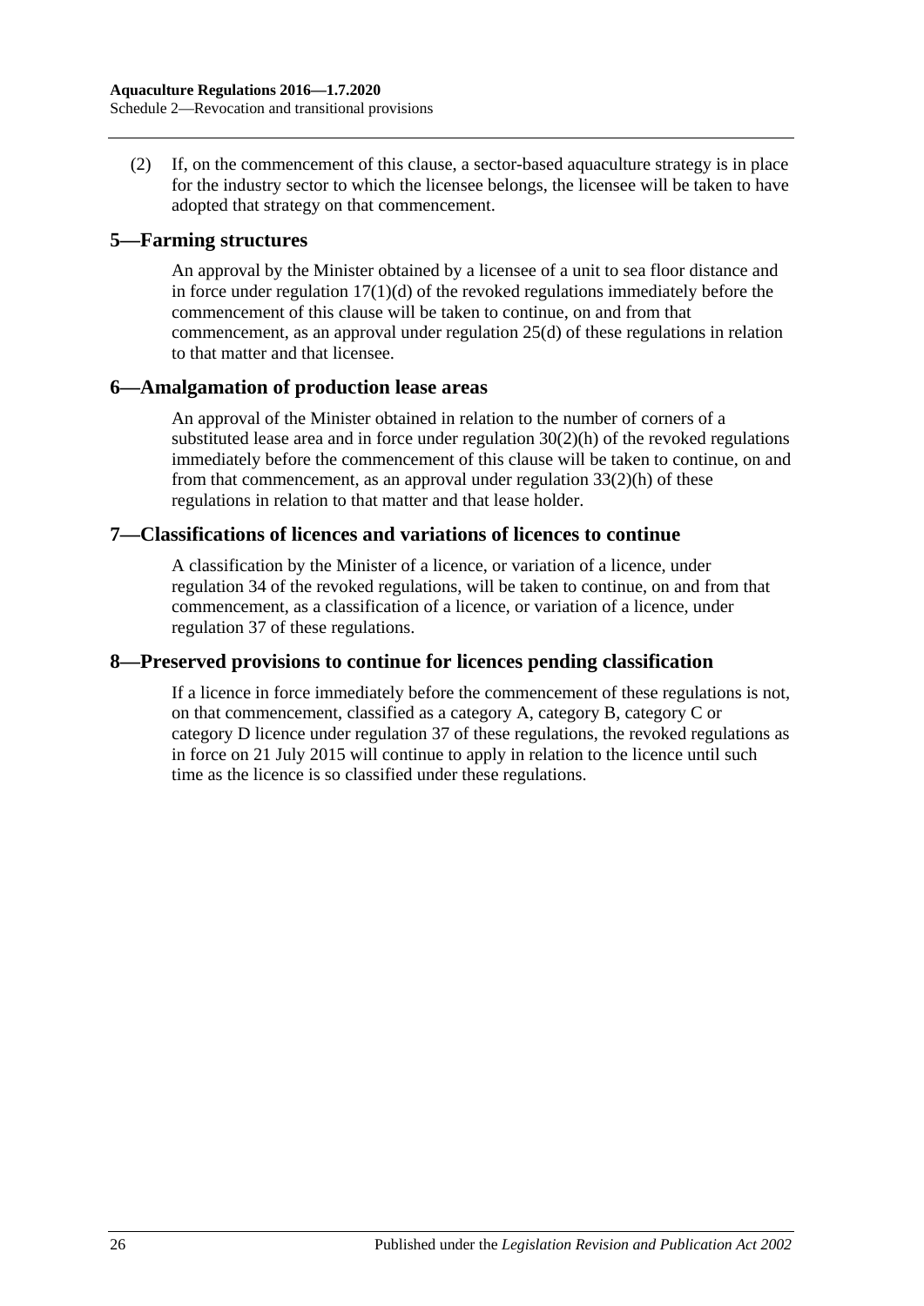(2) If, on the commencement of this clause, a sector-based aquaculture strategy is in place for the industry sector to which the licensee belongs, the licensee will be taken to have adopted that strategy on that commencement.

## 5—Farming structures

An approval by the Minister obtained by a licensee of a unit to sea floor distance and in force under regulation 17(1)(d) of the revoked regulations immediately before the commencement of this clause will be taken to continue, on and from that commencement, as an approval under regulation 25(d) of these regulations in relation to that matter and that licensee.

## 6—Amalgamation of production lease areas

An approval of the Minister obtained in relation to the number of corners of a substituted lease area and in force under regulation 30(2)(h) of the revoked regulations immediately before the commencement of this clause will be taken to continue, on and from that commencement, as an approval under regulation 33(2)(h) of these regulations in relation to that matter and that lease holder.

## 7—Classifications of licences and variations of licences to continue

A classification by the Minister of a licence, or variation of a licence, under regulation 34 of the revoked regulations, will be taken to continue, on and from that commencement, as a classification of a licence, or variation of a licence, under regulation 37 of these regulations.

## 8—Preserved provisions to continue for licences pending classification

If a licence in force immediately before the commencement of these regulations is not, on that commencement, classified as a category A, category B, category C or category D licence under regulation 37 of these regulations, the revoked regulations as in force on 21 July 2015 will continue to apply in relation to the licence until such time as the licence is so classified under these regulations.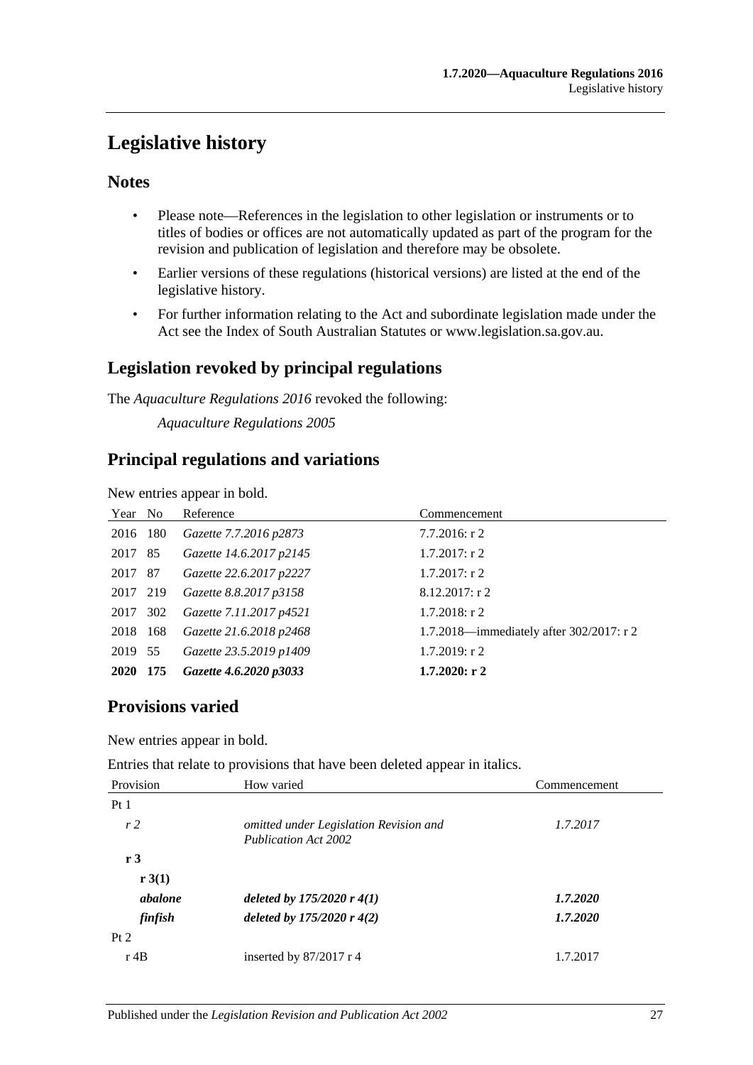# Legislative history

## Notes

- Please note—References in the legislation to other legislation or instruments or to titles of bodies or offices are not automatically updated as part of the program for the revision and publication of legislation and therefore may be obsolete.
- Earlier versions of these regulations (historical versions) are listed at the end of the legislative history.
- For further information relating to the Act and subordinate legislation made under the Act see the Index of South Australian Statutes or www.legislation.sa.gov.au.

## Legislation revoked by principal regulations

The *Aquaculture Regulations 2016* revoked the following:

*Aquaculture Regulations 2005*

## Principal regulations and variations

New entries appear in bold.

| Year | No | Reference | Commencement |
|---|---|---|---|
| 2016 | 180 | *Gazette 7.7.2016 p2873* | 7.7.2016: r 2 |
| 2017 | 85 | *Gazette 14.6.2017 p2145* | 1.7.2017: r 2 |
| 2017 | 87 | *Gazette 22.6.2017 p2227* | 1.7.2017: r 2 |
| 2017 | 219 | *Gazette 8.8.2017 p3158* | 8.12.2017: r 2 |
| 2017 | 302 | *Gazette 7.11.2017 p4521* | 1.7.2018: r 2 |
| 2018 | 168 | *Gazette 21.6.2018 p2468* | 1.7.2018—immediately after 302/2017: r 2 |
| 2019 | 55 | *Gazette 23.5.2019 p1409* | 1.7.2019: r 2 |
| **2020** | **175** | ***Gazette 4.6.2020 p3033*** | **1.7.2020: r 2** |

## Provisions varied

New entries appear in bold.

Entries that relate to provisions that have been deleted appear in italics.

| Provision | How varied | Commencement |
|---|---|---|
| Pt 1 | | |
| *r 2* | *omitted under Legislation Revision and Publication Act 2002* | *1.7.2017* |
| **r 3** | | |
| **r 3(1)** | | |
| ***abalone*** | ***deleted by 175/2020 r 4(1)*** | ***1.7.2020*** |
| ***finfish*** | ***deleted by 175/2020 r 4(2)*** | ***1.7.2020*** |
| Pt 2 | | |
| r 4B | inserted by 87/2017 r 4 | 1.7.2017 |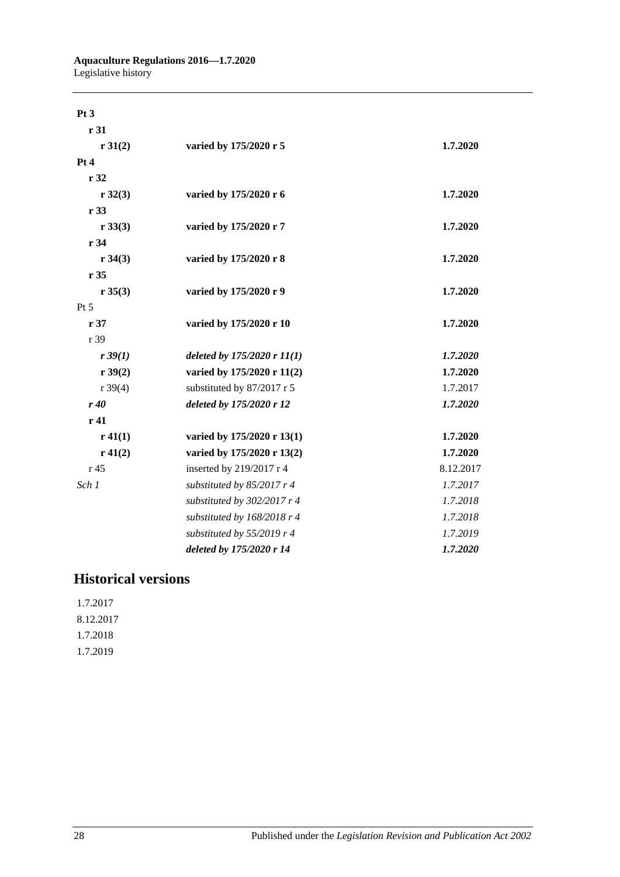| | | |
|---|---|---|
| **Pt 3** | | |
| **r 31** | | |
| **r 31(2)** | **varied by 175/2020 r 5** | **1.7.2020** |
| **Pt 4** | | |
| **r 32** | | |
| **r 32(3)** | **varied by 175/2020 r 6** | **1.7.2020** |
| **r 33** | | |
| **r 33(3)** | **varied by 175/2020 r 7** | **1.7.2020** |
| **r 34** | | |
| **r 34(3)** | **varied by 175/2020 r 8** | **1.7.2020** |
| **r 35** | | |
| **r 35(3)** | **varied by 175/2020 r 9** | **1.7.2020** |
| Pt 5 | | |
| **r 37** | **varied by 175/2020 r 10** | **1.7.2020** |
| r 39 | | |
| ***r 39(1)*** | ***deleted by 175/2020 r 11(1)*** | ***1.7.2020*** |
| **r 39(2)** | **varied by 175/2020 r 11(2)** | **1.7.2020** |
| r 39(4) | substituted by 87/2017 r 5 | 1.7.2017 |
| ***r 40*** | ***deleted by 175/2020 r 12*** | ***1.7.2020*** |
| **r 41** | | |
| **r 41(1)** | **varied by 175/2020 r 13(1)** | **1.7.2020** |
| **r 41(2)** | **varied by 175/2020 r 13(2)** | **1.7.2020** |
| r 45 | inserted by 219/2017 r 4 | 8.12.2017 |
| *Sch 1* | *substituted by 85/2017 r 4* | *1.7.2017* |
| | *substituted by 302/2017 r 4* | *1.7.2018* |
| | *substituted by 168/2018 r 4* | *1.7.2018* |
| | *substituted by 55/2019 r 4* | *1.7.2019* |
| | ***deleted by 175/2020 r 14*** | ***1.7.2020*** |

## Historical versions

1.7.2017
8.12.2017
1.7.2018
1.7.2019